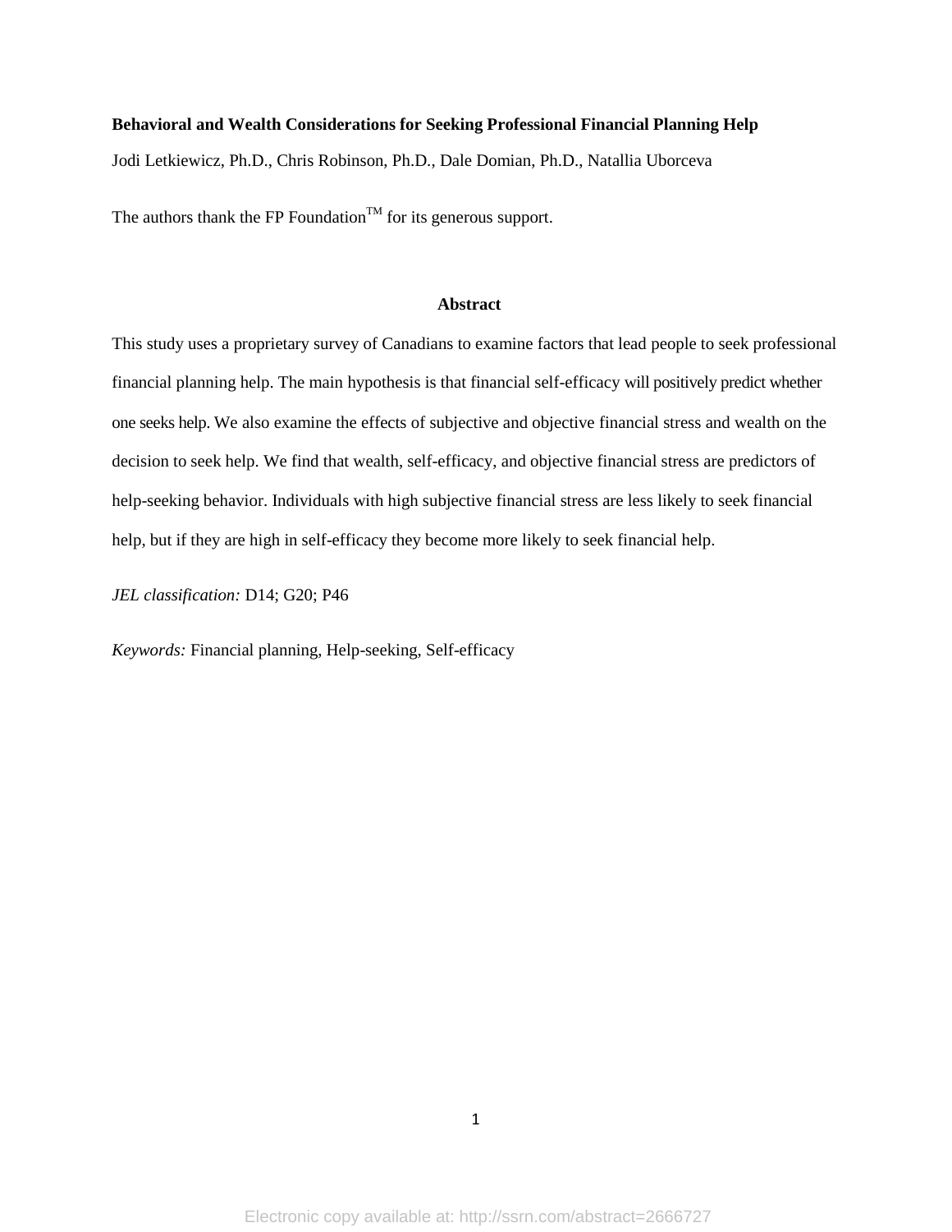**Behavioral and Wealth Considerations for Seeking Professional Financial Planning Help**

Jodi Letkiewicz, Ph.D., Chris Robinson, Ph.D., Dale Domian, Ph.D., Natallia Uborceva

The authors thank the FP Foundation™ for its generous support.

## Abstract

This study uses a proprietary survey of Canadians to examine factors that lead people to seek professional financial planning help. The main hypothesis is that financial self-efficacy will positively predict whether one seeks help. We also examine the effects of subjective and objective financial stress and wealth on the decision to seek help. We find that wealth, self-efficacy, and objective financial stress are predictors of help-seeking behavior. Individuals with high subjective financial stress are less likely to seek financial help, but if they are high in self-efficacy they become more likely to seek financial help.

*JEL classification:* D14; G20; P46

*Keywords:* Financial planning, Help-seeking, Self-efficacy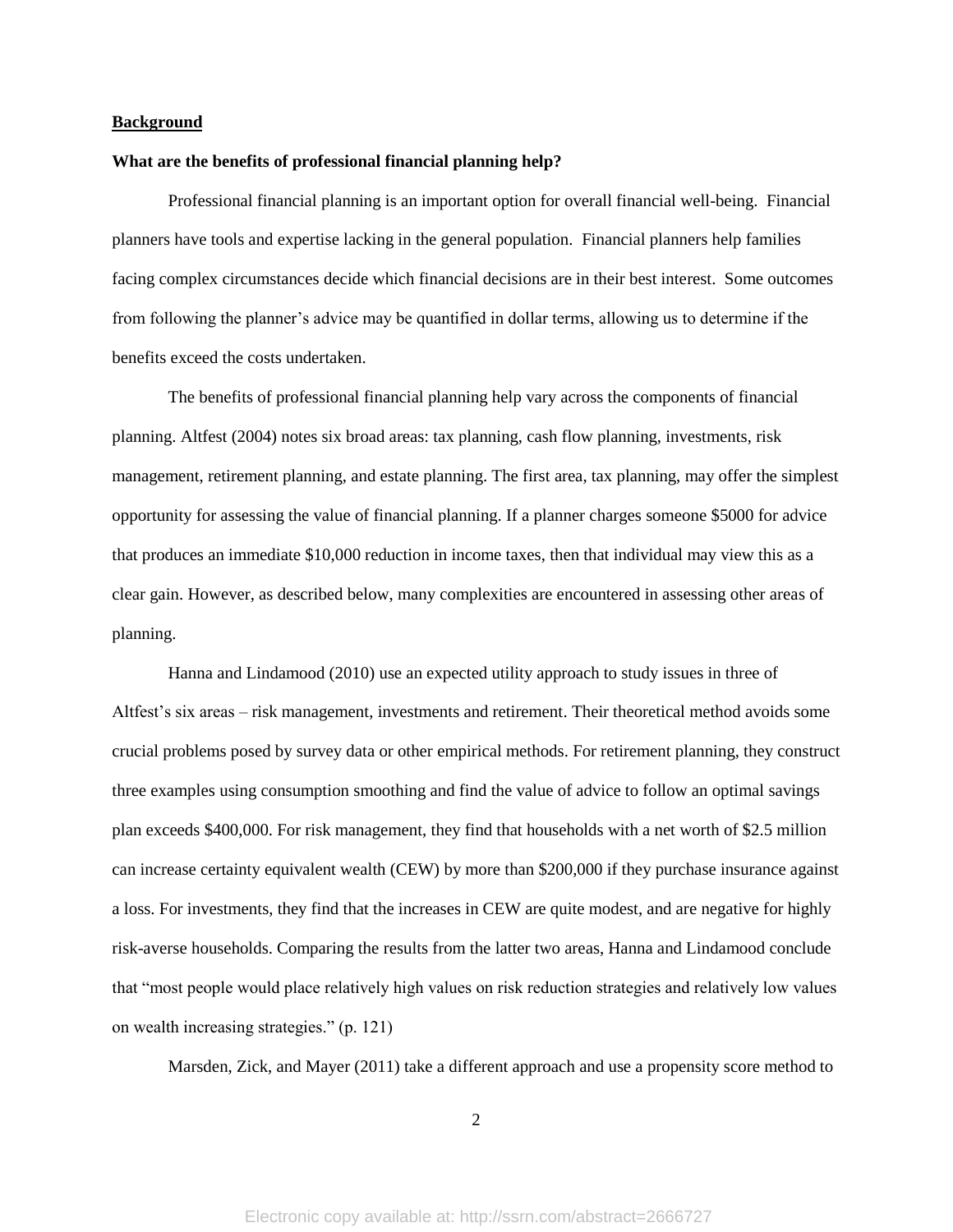## Background

### What are the benefits of professional financial planning help?

Professional financial planning is an important option for overall financial well-being. Financial planners have tools and expertise lacking in the general population. Financial planners help families facing complex circumstances decide which financial decisions are in their best interest. Some outcomes from following the planner's advice may be quantified in dollar terms, allowing us to determine if the benefits exceed the costs undertaken.

The benefits of professional financial planning help vary across the components of financial planning. Altfest (2004) notes six broad areas: tax planning, cash flow planning, investments, risk management, retirement planning, and estate planning. The first area, tax planning, may offer the simplest opportunity for assessing the value of financial planning. If a planner charges someone $5000 for advice that produces an immediate $10,000 reduction in income taxes, then that individual may view this as a clear gain. However, as described below, many complexities are encountered in assessing other areas of planning.

Hanna and Lindamood (2010) use an expected utility approach to study issues in three of Altfest's six areas – risk management, investments and retirement. Their theoretical method avoids some crucial problems posed by survey data or other empirical methods. For retirement planning, they construct three examples using consumption smoothing and find the value of advice to follow an optimal savings plan exceeds $400,000. For risk management, they find that households with a net worth of $2.5 million can increase certainty equivalent wealth (CEW) by more than $200,000 if they purchase insurance against a loss. For investments, they find that the increases in CEW are quite modest, and are negative for highly risk-averse households. Comparing the results from the latter two areas, Hanna and Lindamood conclude that "most people would place relatively high values on risk reduction strategies and relatively low values on wealth increasing strategies." (p. 121)

Marsden, Zick, and Mayer (2011) take a different approach and use a propensity score method to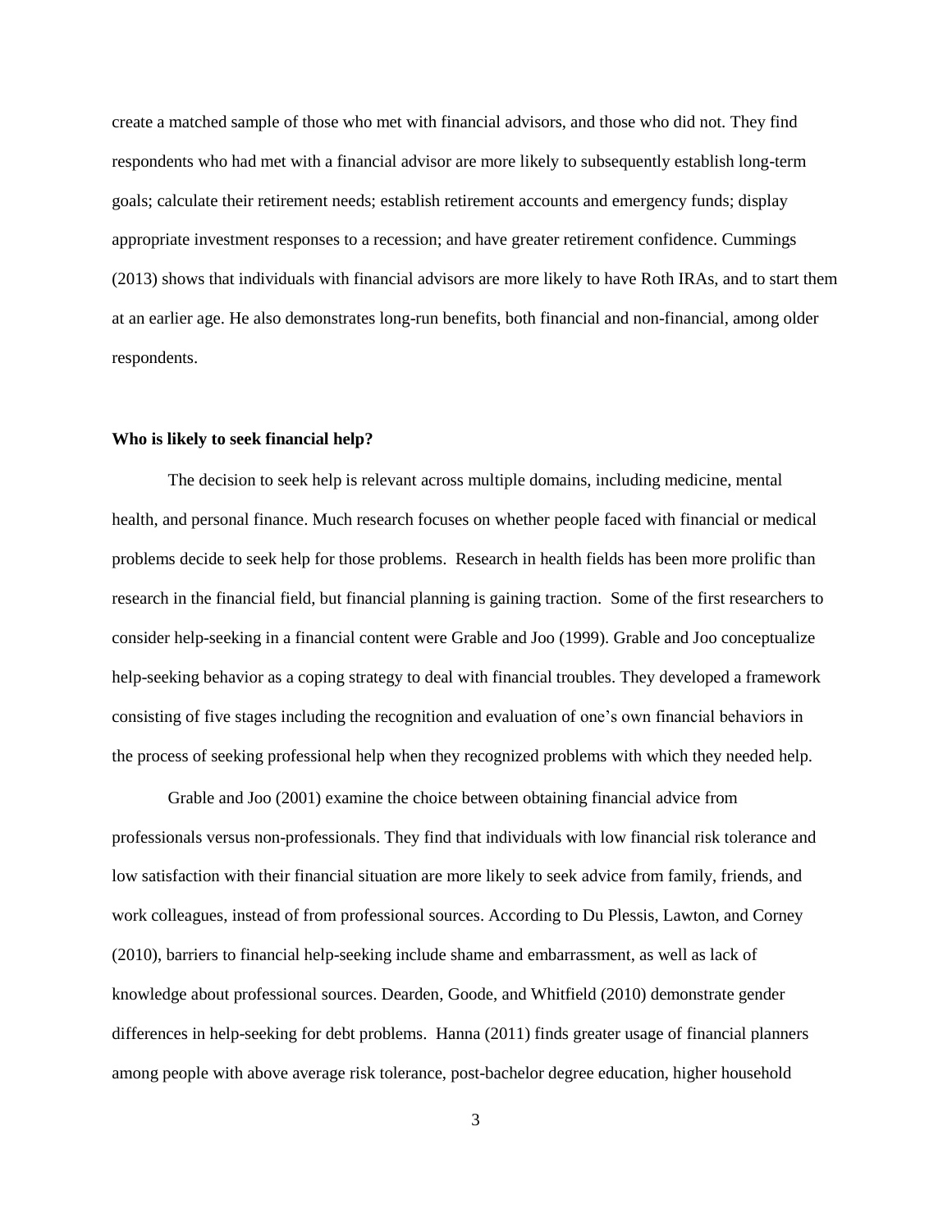create a matched sample of those who met with financial advisors, and those who did not. They find respondents who had met with a financial advisor are more likely to subsequently establish long-term goals; calculate their retirement needs; establish retirement accounts and emergency funds; display appropriate investment responses to a recession; and have greater retirement confidence. Cummings (2013) shows that individuals with financial advisors are more likely to have Roth IRAs, and to start them at an earlier age. He also demonstrates long-run benefits, both financial and non-financial, among older respondents.

**Who is likely to seek financial help?**

The decision to seek help is relevant across multiple domains, including medicine, mental health, and personal finance. Much research focuses on whether people faced with financial or medical problems decide to seek help for those problems. Research in health fields has been more prolific than research in the financial field, but financial planning is gaining traction. Some of the first researchers to consider help-seeking in a financial content were Grable and Joo (1999). Grable and Joo conceptualize help-seeking behavior as a coping strategy to deal with financial troubles. They developed a framework consisting of five stages including the recognition and evaluation of one's own financial behaviors in the process of seeking professional help when they recognized problems with which they needed help.

Grable and Joo (2001) examine the choice between obtaining financial advice from professionals versus non-professionals. They find that individuals with low financial risk tolerance and low satisfaction with their financial situation are more likely to seek advice from family, friends, and work colleagues, instead of from professional sources. According to Du Plessis, Lawton, and Corney (2010), barriers to financial help-seeking include shame and embarrassment, as well as lack of knowledge about professional sources. Dearden, Goode, and Whitfield (2010) demonstrate gender differences in help-seeking for debt problems. Hanna (2011) finds greater usage of financial planners among people with above average risk tolerance, post-bachelor degree education, higher household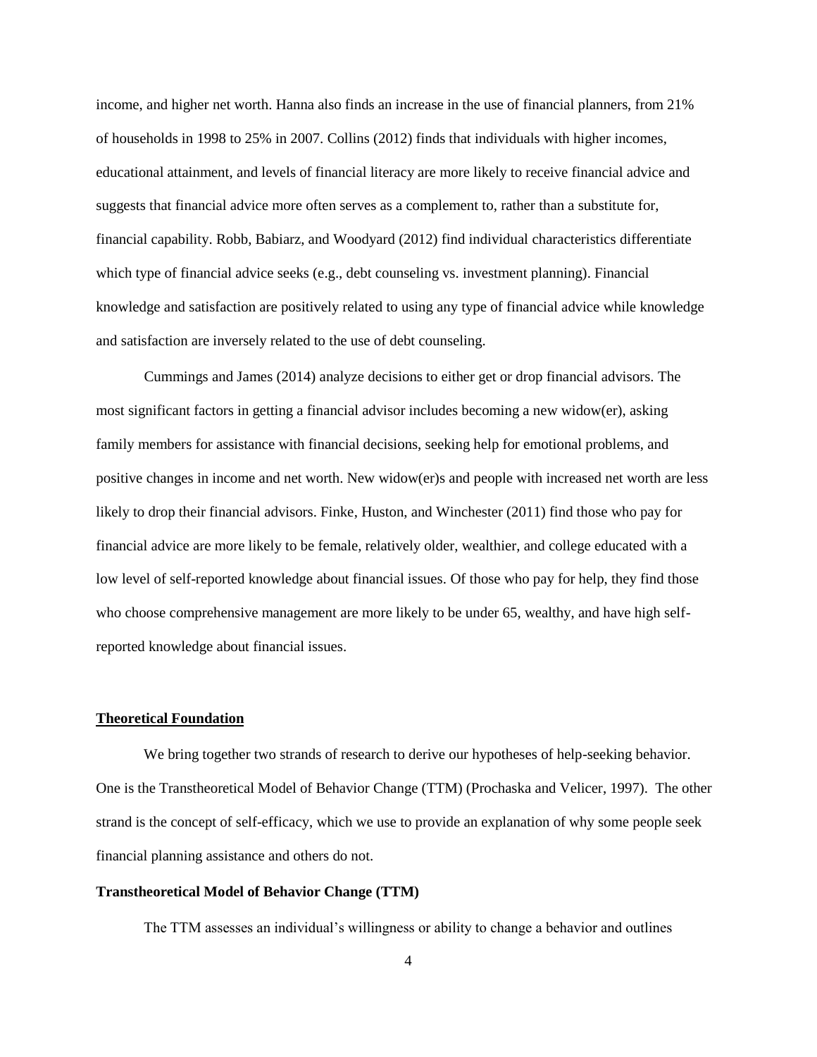income, and higher net worth. Hanna also finds an increase in the use of financial planners, from 21% of households in 1998 to 25% in 2007. Collins (2012) finds that individuals with higher incomes, educational attainment, and levels of financial literacy are more likely to receive financial advice and suggests that financial advice more often serves as a complement to, rather than a substitute for, financial capability. Robb, Babiarz, and Woodyard (2012) find individual characteristics differentiate which type of financial advice seeks (e.g., debt counseling vs. investment planning). Financial knowledge and satisfaction are positively related to using any type of financial advice while knowledge and satisfaction are inversely related to the use of debt counseling.

Cummings and James (2014) analyze decisions to either get or drop financial advisors. The most significant factors in getting a financial advisor includes becoming a new widow(er), asking family members for assistance with financial decisions, seeking help for emotional problems, and positive changes in income and net worth. New widow(er)s and people with increased net worth are less likely to drop their financial advisors. Finke, Huston, and Winchester (2011) find those who pay for financial advice are more likely to be female, relatively older, wealthier, and college educated with a low level of self-reported knowledge about financial issues. Of those who pay for help, they find those who choose comprehensive management are more likely to be under 65, wealthy, and have high self-reported knowledge about financial issues.

## Theoretical Foundation

We bring together two strands of research to derive our hypotheses of help-seeking behavior. One is the Transtheoretical Model of Behavior Change (TTM) (Prochaska and Velicer, 1997). The other strand is the concept of self-efficacy, which we use to provide an explanation of why some people seek financial planning assistance and others do not.

### Transtheoretical Model of Behavior Change (TTM)

The TTM assesses an individual's willingness or ability to change a behavior and outlines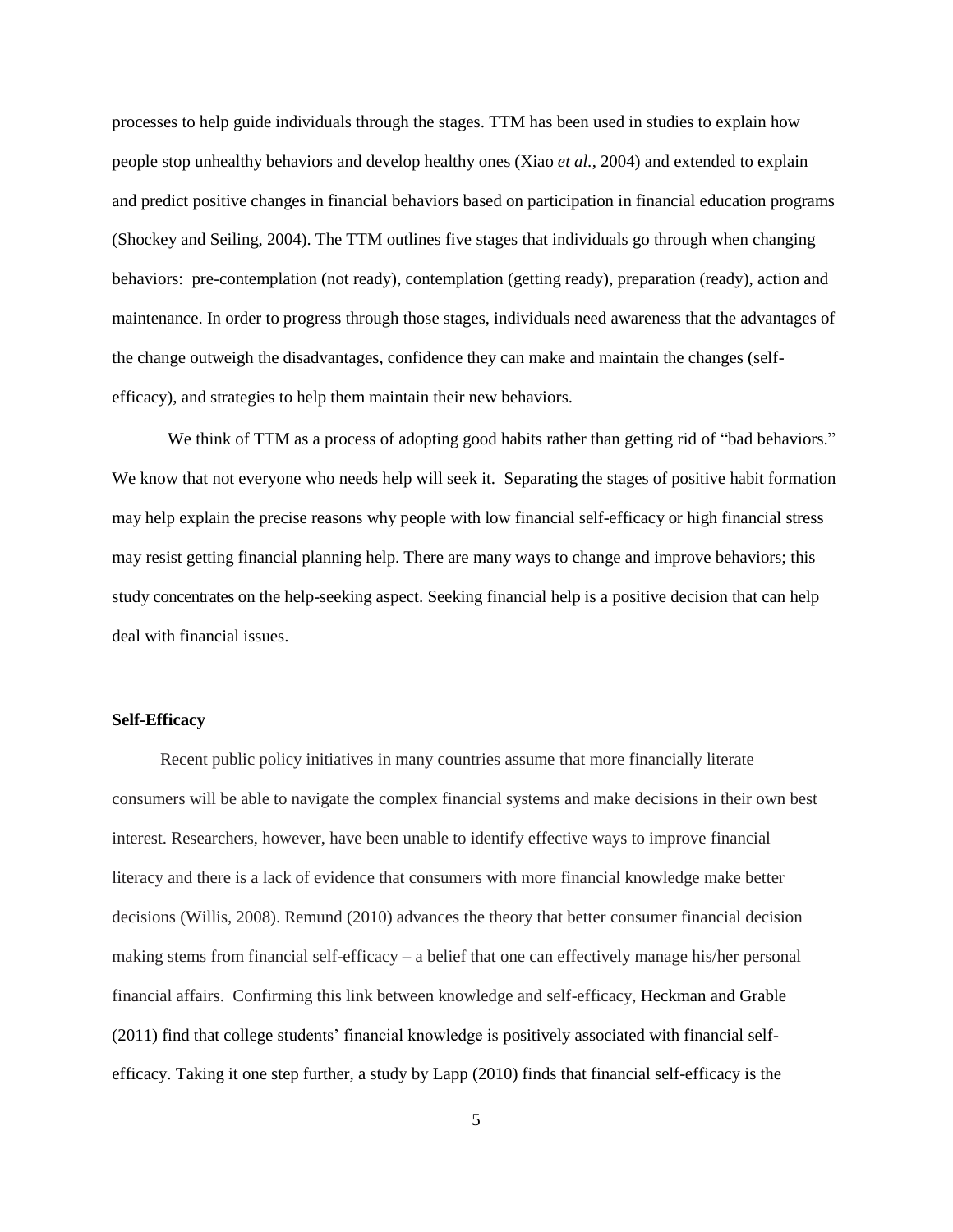processes to help guide individuals through the stages. TTM has been used in studies to explain how people stop unhealthy behaviors and develop healthy ones (Xiao *et al.*, 2004) and extended to explain and predict positive changes in financial behaviors based on participation in financial education programs (Shockey and Seiling, 2004). The TTM outlines five stages that individuals go through when changing behaviors: pre-contemplation (not ready), contemplation (getting ready), preparation (ready), action and maintenance. In order to progress through those stages, individuals need awareness that the advantages of the change outweigh the disadvantages, confidence they can make and maintain the changes (self-efficacy), and strategies to help them maintain their new behaviors.

We think of TTM as a process of adopting good habits rather than getting rid of "bad behaviors." We know that not everyone who needs help will seek it. Separating the stages of positive habit formation may help explain the precise reasons why people with low financial self-efficacy or high financial stress may resist getting financial planning help. There are many ways to change and improve behaviors; this study concentrates on the help-seeking aspect. Seeking financial help is a positive decision that can help deal with financial issues.

**Self-Efficacy**

Recent public policy initiatives in many countries assume that more financially literate consumers will be able to navigate the complex financial systems and make decisions in their own best interest. Researchers, however, have been unable to identify effective ways to improve financial literacy and there is a lack of evidence that consumers with more financial knowledge make better decisions (Willis, 2008). Remund (2010) advances the theory that better consumer financial decision making stems from financial self-efficacy – a belief that one can effectively manage his/her personal financial affairs. Confirming this link between knowledge and self-efficacy, Heckman and Grable (2011) find that college students' financial knowledge is positively associated with financial self-efficacy. Taking it one step further, a study by Lapp (2010) finds that financial self-efficacy is the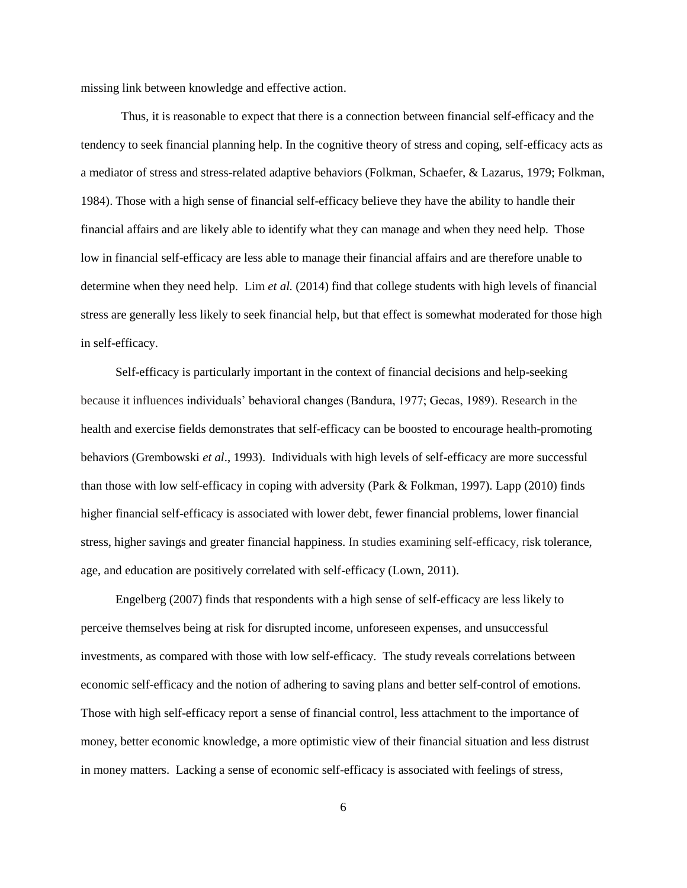missing link between knowledge and effective action.

Thus, it is reasonable to expect that there is a connection between financial self-efficacy and the tendency to seek financial planning help. In the cognitive theory of stress and coping, self-efficacy acts as a mediator of stress and stress-related adaptive behaviors (Folkman, Schaefer, & Lazarus, 1979; Folkman, 1984). Those with a high sense of financial self-efficacy believe they have the ability to handle their financial affairs and are likely able to identify what they can manage and when they need help. Those low in financial self-efficacy are less able to manage their financial affairs and are therefore unable to determine when they need help. Lim *et al.* (2014) find that college students with high levels of financial stress are generally less likely to seek financial help, but that effect is somewhat moderated for those high in self-efficacy.

Self-efficacy is particularly important in the context of financial decisions and help-seeking because it influences individuals' behavioral changes (Bandura, 1977; Gecas, 1989). Research in the health and exercise fields demonstrates that self-efficacy can be boosted to encourage health-promoting behaviors (Grembowski *et al*., 1993). Individuals with high levels of self-efficacy are more successful than those with low self-efficacy in coping with adversity (Park & Folkman, 1997). Lapp (2010) finds higher financial self-efficacy is associated with lower debt, fewer financial problems, lower financial stress, higher savings and greater financial happiness. In studies examining self-efficacy, risk tolerance, age, and education are positively correlated with self-efficacy (Lown, 2011).

Engelberg (2007) finds that respondents with a high sense of self-efficacy are less likely to perceive themselves being at risk for disrupted income, unforeseen expenses, and unsuccessful investments, as compared with those with low self-efficacy. The study reveals correlations between economic self-efficacy and the notion of adhering to saving plans and better self-control of emotions. Those with high self-efficacy report a sense of financial control, less attachment to the importance of money, better economic knowledge, a more optimistic view of their financial situation and less distrust in money matters. Lacking a sense of economic self-efficacy is associated with feelings of stress,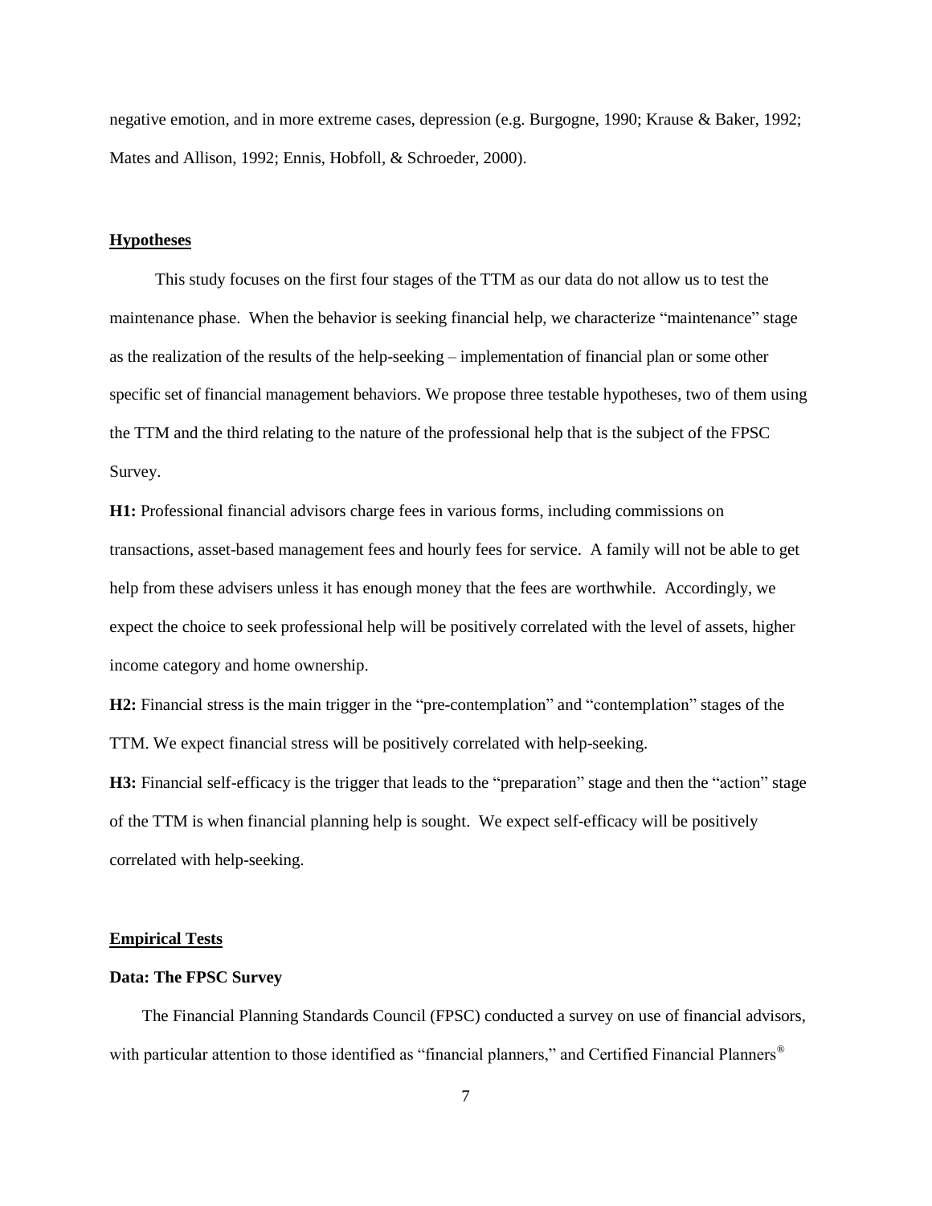negative emotion, and in more extreme cases, depression (e.g. Burgogne, 1990; Krause & Baker, 1992; Mates and Allison, 1992; Ennis, Hobfoll, & Schroeder, 2000).

## Hypotheses

This study focuses on the first four stages of the TTM as our data do not allow us to test the maintenance phase. When the behavior is seeking financial help, we characterize "maintenance" stage as the realization of the results of the help-seeking – implementation of financial plan or some other specific set of financial management behaviors. We propose three testable hypotheses, two of them using the TTM and the third relating to the nature of the professional help that is the subject of the FPSC Survey.

**H1:** Professional financial advisors charge fees in various forms, including commissions on transactions, asset-based management fees and hourly fees for service. A family will not be able to get help from these advisers unless it has enough money that the fees are worthwhile. Accordingly, we expect the choice to seek professional help will be positively correlated with the level of assets, higher income category and home ownership.

**H2:** Financial stress is the main trigger in the "pre-contemplation" and "contemplation" stages of the TTM. We expect financial stress will be positively correlated with help-seeking.

**H3:** Financial self-efficacy is the trigger that leads to the "preparation" stage and then the "action" stage of the TTM is when financial planning help is sought. We expect self-efficacy will be positively correlated with help-seeking.

## Empirical Tests

### Data: The FPSC Survey

The Financial Planning Standards Council (FPSC) conducted a survey on use of financial advisors, with particular attention to those identified as "financial planners," and Certified Financial Planners®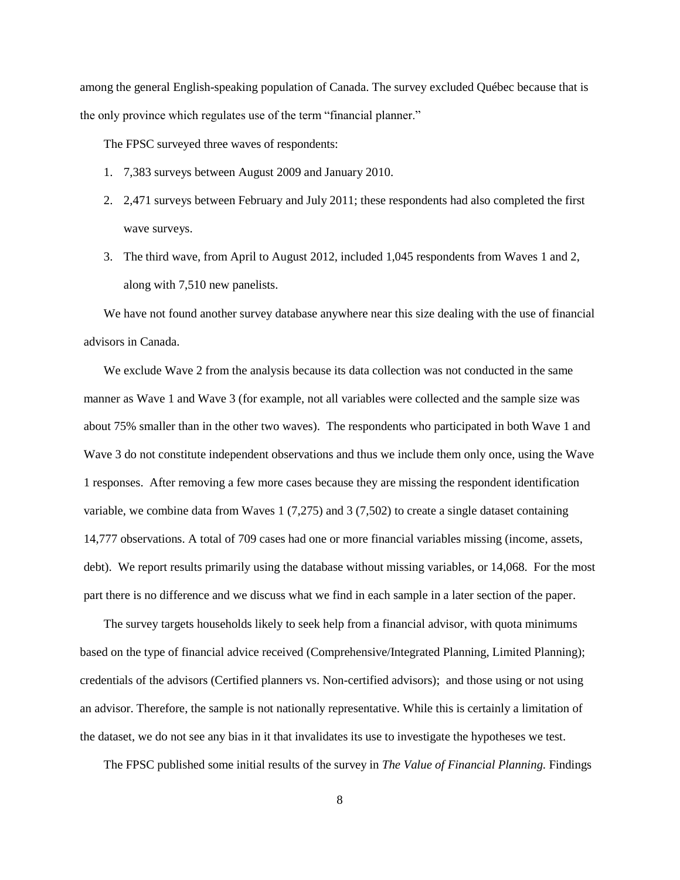among the general English-speaking population of Canada. The survey excluded Québec because that is the only province which regulates use of the term "financial planner."

The FPSC surveyed three waves of respondents:

1. 7,383 surveys between August 2009 and January 2010.
2. 2,471 surveys between February and July 2011; these respondents had also completed the first wave surveys.
3. The third wave, from April to August 2012, included 1,045 respondents from Waves 1 and 2, along with 7,510 new panelists.

We have not found another survey database anywhere near this size dealing with the use of financial advisors in Canada.

We exclude Wave 2 from the analysis because its data collection was not conducted in the same manner as Wave 1 and Wave 3 (for example, not all variables were collected and the sample size was about 75% smaller than in the other two waves). The respondents who participated in both Wave 1 and Wave 3 do not constitute independent observations and thus we include them only once, using the Wave 1 responses. After removing a few more cases because they are missing the respondent identification variable, we combine data from Waves 1 (7,275) and 3 (7,502) to create a single dataset containing 14,777 observations. A total of 709 cases had one or more financial variables missing (income, assets, debt). We report results primarily using the database without missing variables, or 14,068. For the most part there is no difference and we discuss what we find in each sample in a later section of the paper.

The survey targets households likely to seek help from a financial advisor, with quota minimums based on the type of financial advice received (Comprehensive/Integrated Planning, Limited Planning); credentials of the advisors (Certified planners vs. Non-certified advisors); and those using or not using an advisor. Therefore, the sample is not nationally representative. While this is certainly a limitation of the dataset, we do not see any bias in it that invalidates its use to investigate the hypotheses we test.

The FPSC published some initial results of the survey in *The Value of Financial Planning.* Findings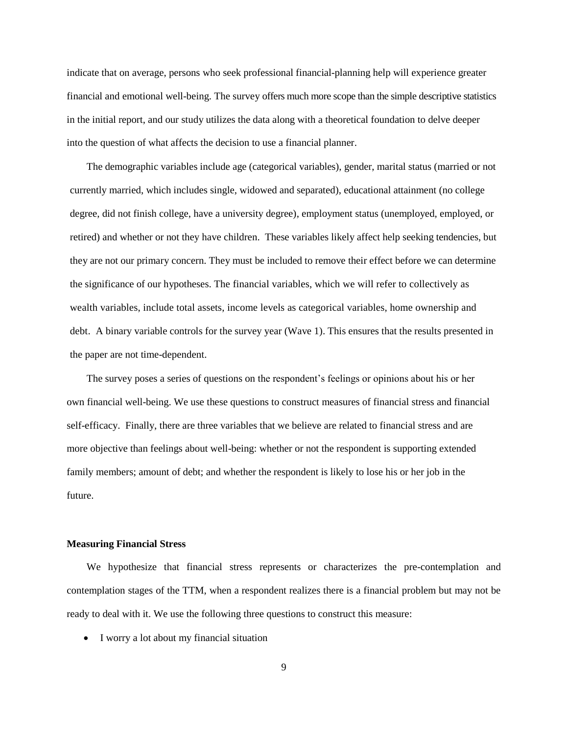indicate that on average, persons who seek professional financial-planning help will experience greater financial and emotional well-being. The survey offers much more scope than the simple descriptive statistics in the initial report, and our study utilizes the data along with a theoretical foundation to delve deeper into the question of what affects the decision to use a financial planner.

The demographic variables include age (categorical variables), gender, marital status (married or not currently married, which includes single, widowed and separated), educational attainment (no college degree, did not finish college, have a university degree), employment status (unemployed, employed, or retired) and whether or not they have children. These variables likely affect help seeking tendencies, but they are not our primary concern. They must be included to remove their effect before we can determine the significance of our hypotheses. The financial variables, which we will refer to collectively as wealth variables, include total assets, income levels as categorical variables, home ownership and debt. A binary variable controls for the survey year (Wave 1). This ensures that the results presented in the paper are not time-dependent.

The survey poses a series of questions on the respondent's feelings or opinions about his or her own financial well-being. We use these questions to construct measures of financial stress and financial self-efficacy. Finally, there are three variables that we believe are related to financial stress and are more objective than feelings about well-being: whether or not the respondent is supporting extended family members; amount of debt; and whether the respondent is likely to lose his or her job in the future.

**Measuring Financial Stress**

We hypothesize that financial stress represents or characterizes the pre-contemplation and contemplation stages of the TTM, when a respondent realizes there is a financial problem but may not be ready to deal with it. We use the following three questions to construct this measure:

- I worry a lot about my financial situation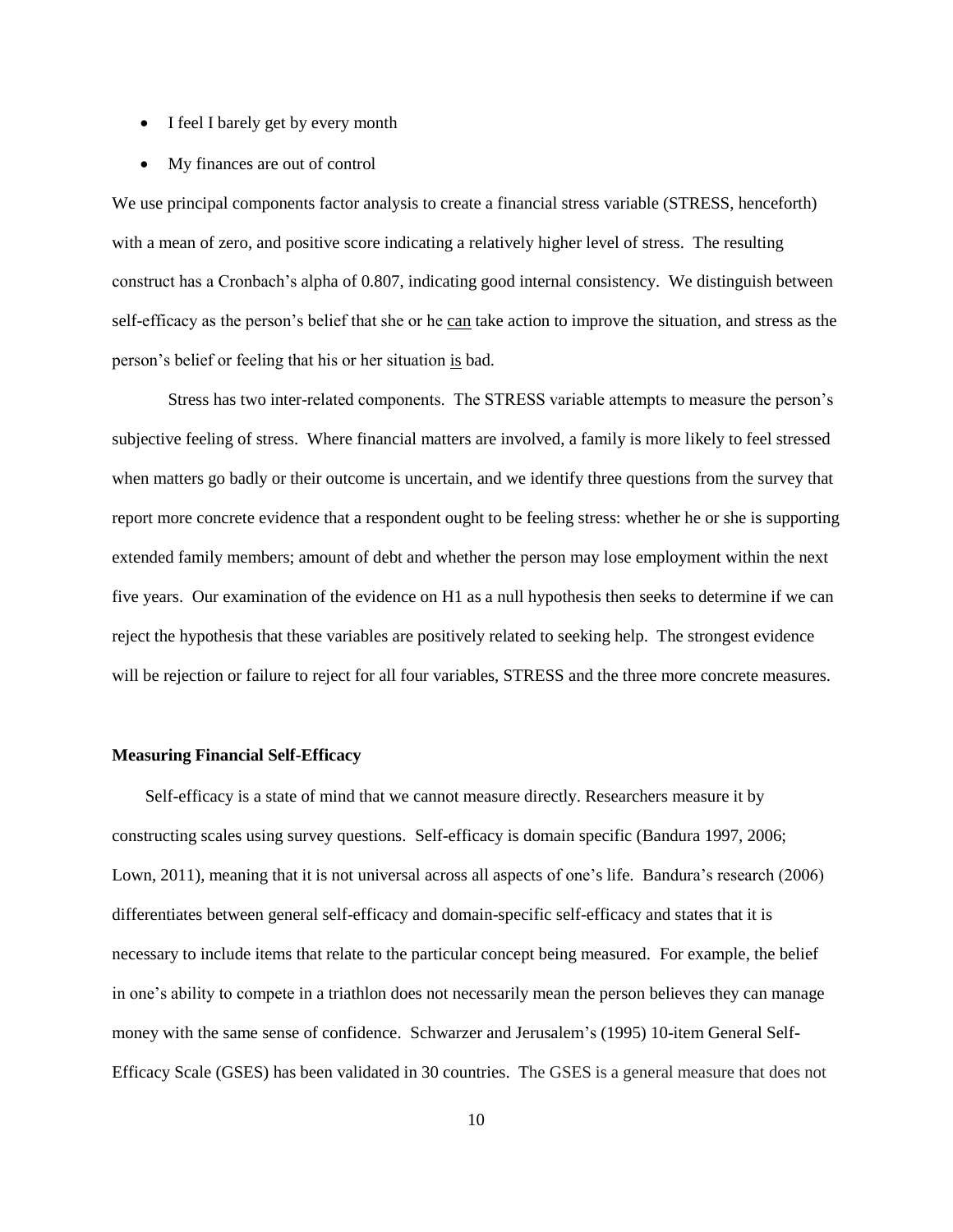- I feel I barely get by every month
- My finances are out of control

We use principal components factor analysis to create a financial stress variable (STRESS, henceforth) with a mean of zero, and positive score indicating a relatively higher level of stress. The resulting construct has a Cronbach's alpha of 0.807, indicating good internal consistency. We distinguish between self-efficacy as the person's belief that she or he can take action to improve the situation, and stress as the person's belief or feeling that his or her situation is bad.

Stress has two inter-related components. The STRESS variable attempts to measure the person's subjective feeling of stress. Where financial matters are involved, a family is more likely to feel stressed when matters go badly or their outcome is uncertain, and we identify three questions from the survey that report more concrete evidence that a respondent ought to be feeling stress: whether he or she is supporting extended family members; amount of debt and whether the person may lose employment within the next five years. Our examination of the evidence on H1 as a null hypothesis then seeks to determine if we can reject the hypothesis that these variables are positively related to seeking help. The strongest evidence will be rejection or failure to reject for all four variables, STRESS and the three more concrete measures.

**Measuring Financial Self-Efficacy**

Self-efficacy is a state of mind that we cannot measure directly. Researchers measure it by constructing scales using survey questions. Self-efficacy is domain specific (Bandura 1997, 2006; Lown, 2011), meaning that it is not universal across all aspects of one's life. Bandura's research (2006) differentiates between general self-efficacy and domain-specific self-efficacy and states that it is necessary to include items that relate to the particular concept being measured. For example, the belief in one's ability to compete in a triathlon does not necessarily mean the person believes they can manage money with the same sense of confidence. Schwarzer and Jerusalem's (1995) 10-item General Self-Efficacy Scale (GSES) has been validated in 30 countries. The GSES is a general measure that does not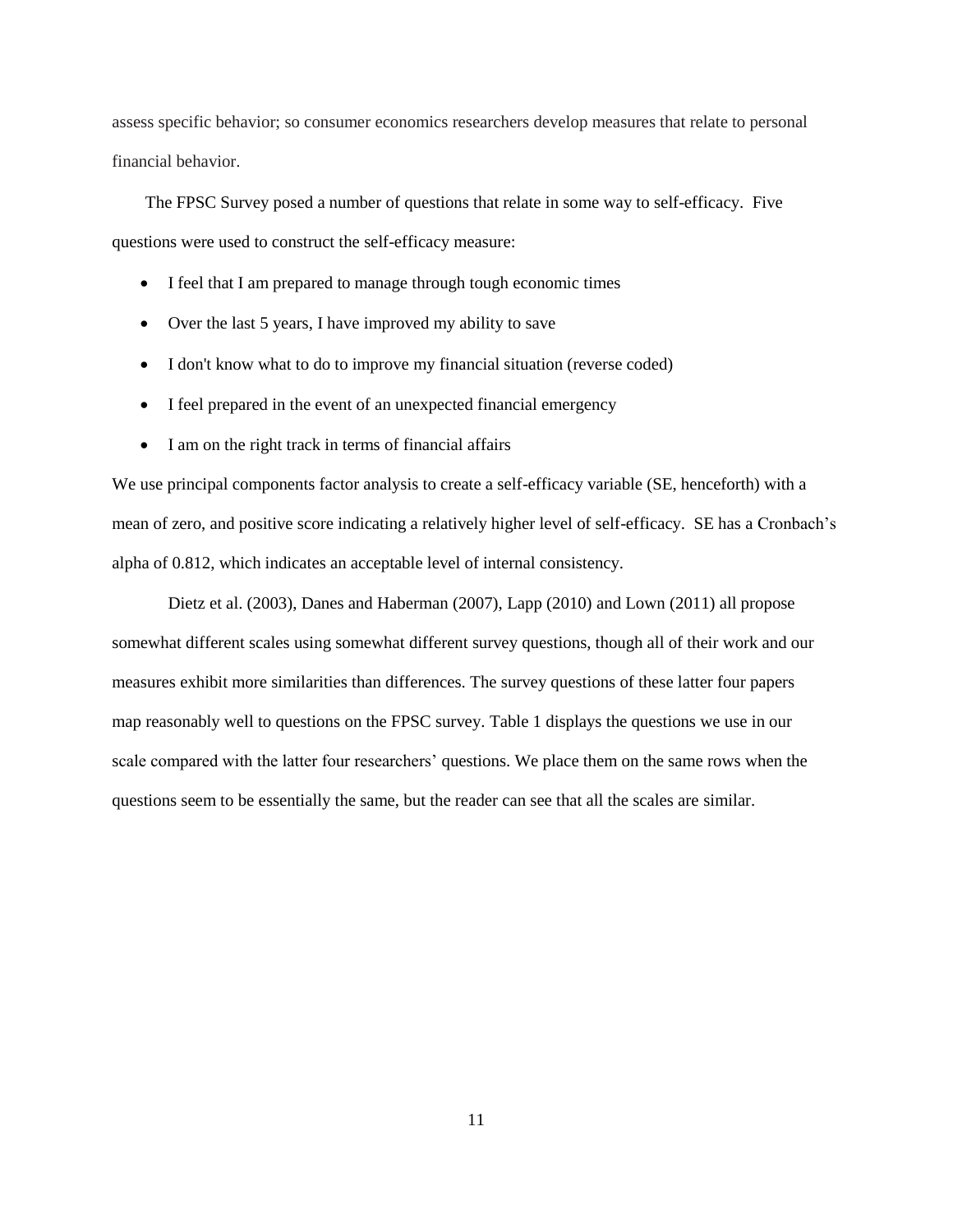assess specific behavior; so consumer economics researchers develop measures that relate to personal financial behavior.

The FPSC Survey posed a number of questions that relate in some way to self-efficacy. Five questions were used to construct the self-efficacy measure:

- I feel that I am prepared to manage through tough economic times
- Over the last 5 years, I have improved my ability to save
- I don't know what to do to improve my financial situation (reverse coded)
- I feel prepared in the event of an unexpected financial emergency
- I am on the right track in terms of financial affairs

We use principal components factor analysis to create a self-efficacy variable (SE, henceforth) with a mean of zero, and positive score indicating a relatively higher level of self-efficacy. SE has a Cronbach's alpha of 0.812, which indicates an acceptable level of internal consistency.

Dietz et al. (2003), Danes and Haberman (2007), Lapp (2010) and Lown (2011) all propose somewhat different scales using somewhat different survey questions, though all of their work and our measures exhibit more similarities than differences. The survey questions of these latter four papers map reasonably well to questions on the FPSC survey. Table 1 displays the questions we use in our scale compared with the latter four researchers' questions. We place them on the same rows when the questions seem to be essentially the same, but the reader can see that all the scales are similar.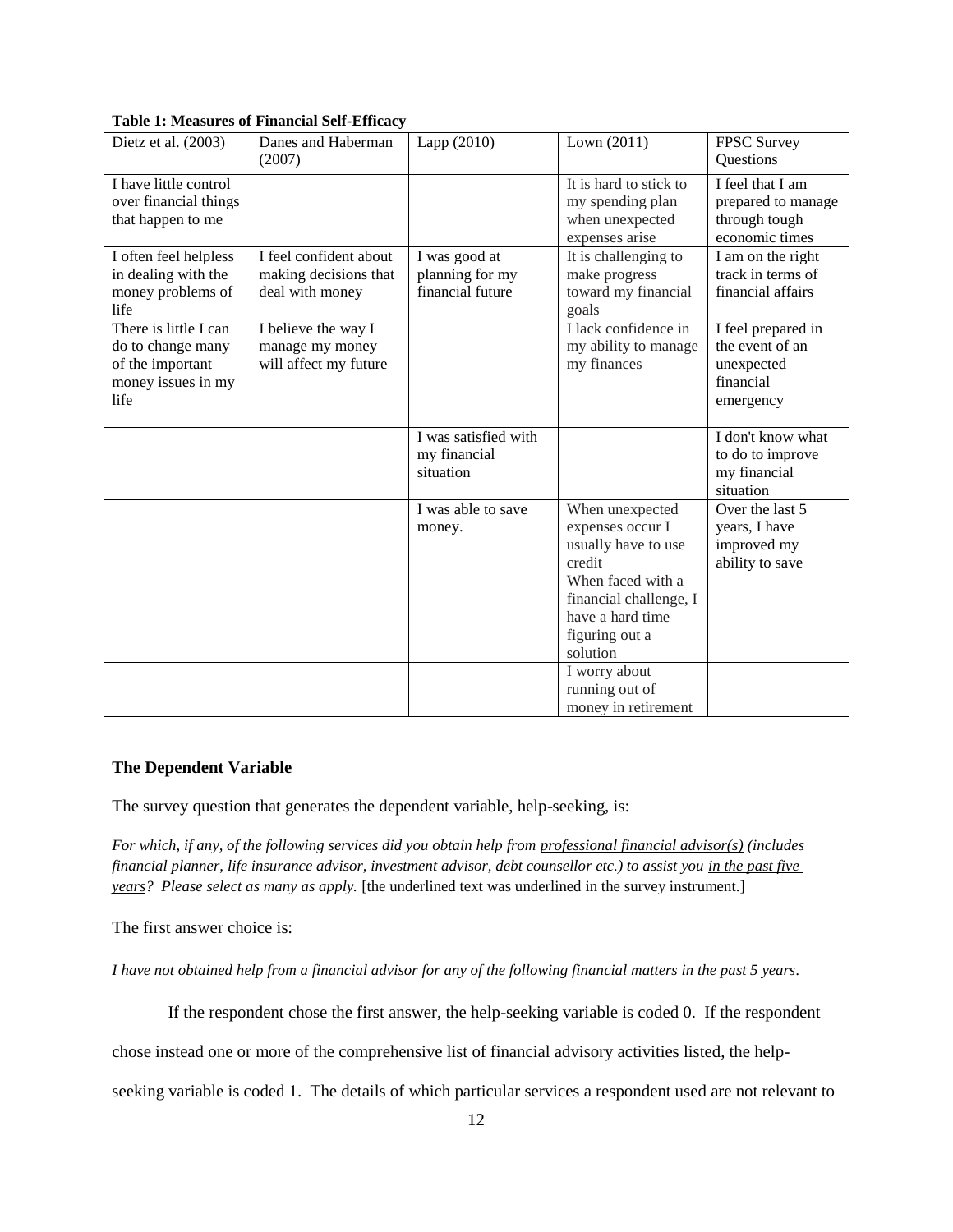**Table 1: Measures of Financial Self-Efficacy**

| Dietz et al. (2003) | Danes and Haberman (2007) | Lapp (2010) | Lown (2011) | FPSC Survey Questions |
| --- | --- | --- | --- | --- |
| I have little control over financial things that happen to me | | | It is hard to stick to my spending plan when unexpected expenses arise | I feel that I am prepared to manage through tough economic times |
| I often feel helpless in dealing with the money problems of life | I feel confident about making decisions that deal with money | I was good at planning for my financial future | It is challenging to make progress toward my financial goals | I am on the right track in terms of financial affairs |
| There is little I can do to change many of the important money issues in my life | I believe the way I manage my money will affect my future | | I lack confidence in my ability to manage my finances | I feel prepared in the event of an unexpected financial emergency |
| | | I was satisfied with my financial situation | | I don't know what to do to improve my financial situation |
| | | I was able to save money. | When unexpected expenses occur I usually have to use credit | Over the last 5 years, I have improved my ability to save |
| | | | When faced with a financial challenge, I have a hard time figuring out a solution | |
| | | | I worry about running out of money in retirement | |

### The Dependent Variable

The survey question that generates the dependent variable, help-seeking, is:

*For which, if any, of the following services did you obtain help from professional financial advisor(s) (includes financial planner, life insurance advisor, investment advisor, debt counsellor etc.) to assist you in the past five years? Please select as many as apply.* [the underlined text was underlined in the survey instrument.]

The first answer choice is:

*I have not obtained help from a financial advisor for any of the following financial matters in the past 5 years.*

If the respondent chose the first answer, the help-seeking variable is coded 0. If the respondent chose instead one or more of the comprehensive list of financial advisory activities listed, the help-seeking variable is coded 1. The details of which particular services a respondent used are not relevant to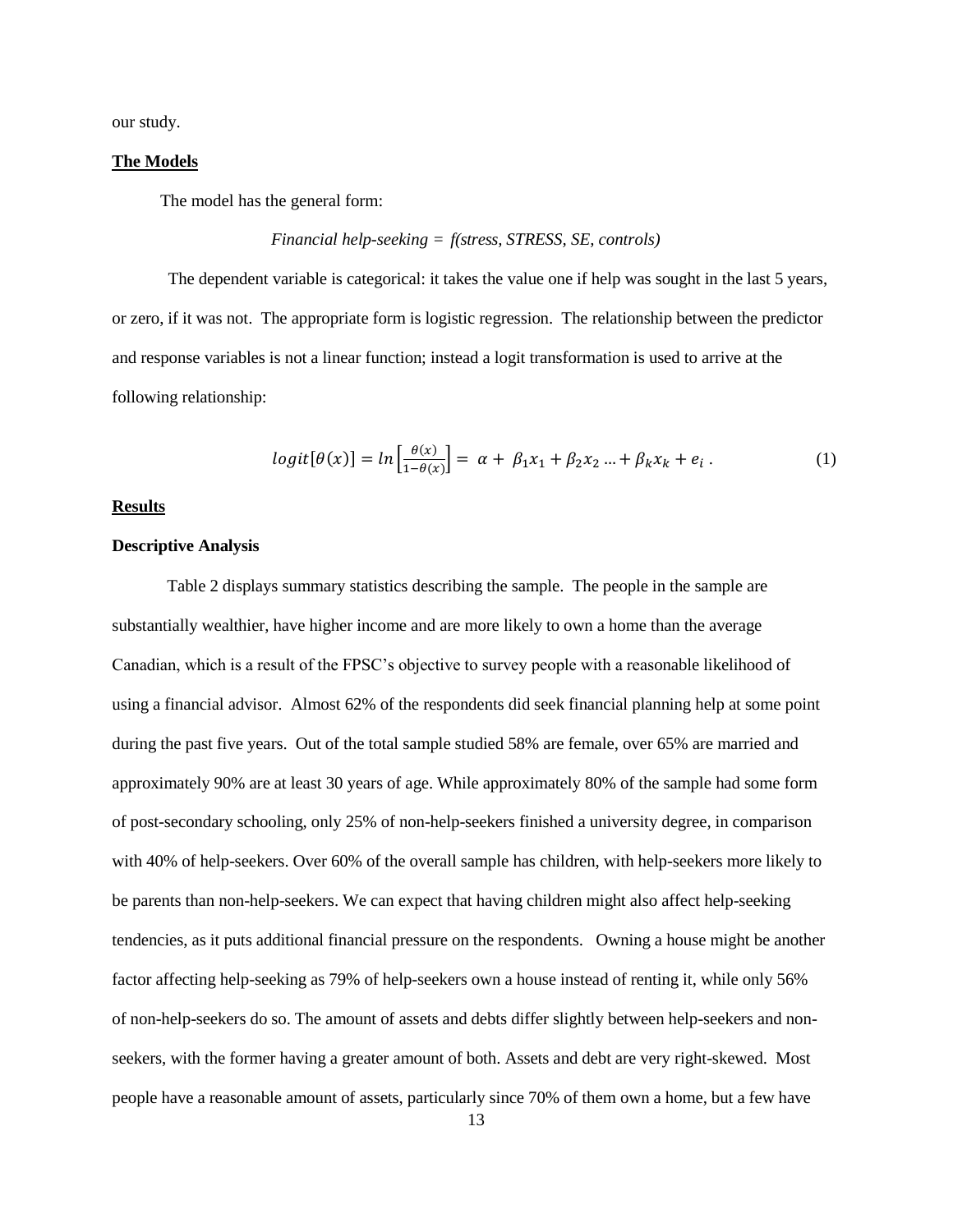our study.

## The Models

The model has the general form:

*Financial help-seeking = f(stress, STRESS, SE, controls)*

The dependent variable is categorical: it takes the value one if help was sought in the last 5 years, or zero, if it was not. The appropriate form is logistic regression. The relationship between the predictor and response variables is not a linear function; instead a logit transformation is used to arrive at the following relationship:

$$logit[\theta(x)] = ln\left[\frac{\theta(x)}{1-\theta(x)}\right] = \alpha + \beta_1 x_1 + \beta_2 x_2 \ldots + \beta_k x_k + e_i \; . \qquad (1)$$

## Results

### Descriptive Analysis

Table 2 displays summary statistics describing the sample. The people in the sample are substantially wealthier, have higher income and are more likely to own a home than the average Canadian, which is a result of the FPSC's objective to survey people with a reasonable likelihood of using a financial advisor. Almost 62% of the respondents did seek financial planning help at some point during the past five years. Out of the total sample studied 58% are female, over 65% are married and approximately 90% are at least 30 years of age. While approximately 80% of the sample had some form of post-secondary schooling, only 25% of non-help-seekers finished a university degree, in comparison with 40% of help-seekers. Over 60% of the overall sample has children, with help-seekers more likely to be parents than non-help-seekers. We can expect that having children might also affect help-seeking tendencies, as it puts additional financial pressure on the respondents. Owning a house might be another factor affecting help-seeking as 79% of help-seekers own a house instead of renting it, while only 56% of non-help-seekers do so. The amount of assets and debts differ slightly between help-seekers and non-seekers, with the former having a greater amount of both. Assets and debt are very right-skewed. Most people have a reasonable amount of assets, particularly since 70% of them own a home, but a few have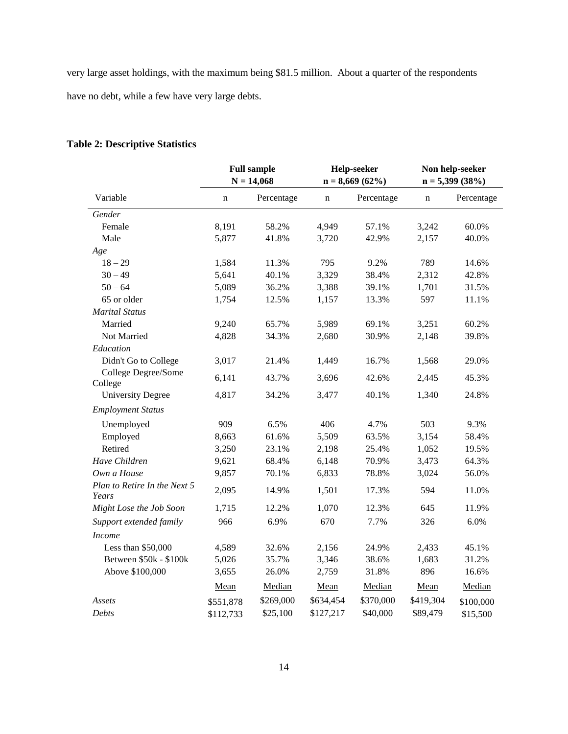very large asset holdings, with the maximum being \$81.5 million. About a quarter of the respondents have no debt, while a few have very large debts.

**Table 2: Descriptive Statistics**

| | **Full sample N = 14,068** | | **Help-seeker n = 8,669 (62%)** | | **Non help-seeker n = 5,399 (38%)** | |
|---|---|---|---|---|---|---|
| Variable | n | Percentage | n | Percentage | n | Percentage |
| *Gender* | | | | | | |
| Female | 8,191 | 58.2% | 4,949 | 57.1% | 3,242 | 60.0% |
| Male | 5,877 | 41.8% | 3,720 | 42.9% | 2,157 | 40.0% |
| *Age* | | | | | | |
| 18 – 29 | 1,584 | 11.3% | 795 | 9.2% | 789 | 14.6% |
| 30 – 49 | 5,641 | 40.1% | 3,329 | 38.4% | 2,312 | 42.8% |
| 50 – 64 | 5,089 | 36.2% | 3,388 | 39.1% | 1,701 | 31.5% |
| 65 or older | 1,754 | 12.5% | 1,157 | 13.3% | 597 | 11.1% |
| *Marital Status* | | | | | | |
| Married | 9,240 | 65.7% | 5,989 | 69.1% | 3,251 | 60.2% |
| Not Married | 4,828 | 34.3% | 2,680 | 30.9% | 2,148 | 39.8% |
| *Education* | | | | | | |
| Didn't Go to College | 3,017 | 21.4% | 1,449 | 16.7% | 1,568 | 29.0% |
| College Degree/Some College | 6,141 | 43.7% | 3,696 | 42.6% | 2,445 | 45.3% |
| University Degree | 4,817 | 34.2% | 3,477 | 40.1% | 1,340 | 24.8% |
| *Employment Status* | | | | | | |
| Unemployed | 909 | 6.5% | 406 | 4.7% | 503 | 9.3% |
| Employed | 8,663 | 61.6% | 5,509 | 63.5% | 3,154 | 58.4% |
| Retired | 3,250 | 23.1% | 2,198 | 25.4% | 1,052 | 19.5% |
| *Have Children* | 9,621 | 68.4% | 6,148 | 70.9% | 3,473 | 64.3% |
| *Own a House* | 9,857 | 70.1% | 6,833 | 78.8% | 3,024 | 56.0% |
| *Plan to Retire In the Next 5 Years* | 2,095 | 14.9% | 1,501 | 17.3% | 594 | 11.0% |
| *Might Lose the Job Soon* | 1,715 | 12.2% | 1,070 | 12.3% | 645 | 11.9% |
| *Support extended family* | 966 | 6.9% | 670 | 7.7% | 326 | 6.0% |
| *Income* | | | | | | |
| Less than \$50,000 | 4,589 | 32.6% | 2,156 | 24.9% | 2,433 | 45.1% |
| Between \$50k - \$100k | 5,026 | 35.7% | 3,346 | 38.6% | 1,683 | 31.2% |
| Above \$100,000 | 3,655 | 26.0% | 2,759 | 31.8% | 896 | 16.6% |
| | Mean | Median | Mean | Median | Mean | Median |
| *Assets* | \$551,878 | \$269,000 | \$634,454 | \$370,000 | \$419,304 | \$100,000 |
| *Debts* | \$112,733 | \$25,100 | \$127,217 | \$40,000 | \$89,479 | \$15,500 |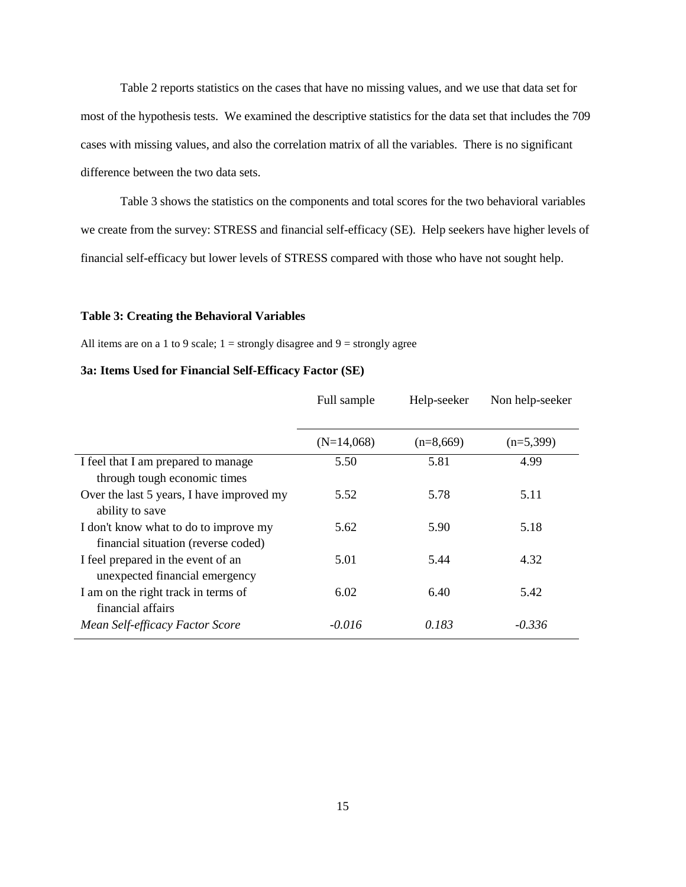Table 2 reports statistics on the cases that have no missing values, and we use that data set for most of the hypothesis tests. We examined the descriptive statistics for the data set that includes the 709 cases with missing values, and also the correlation matrix of all the variables. There is no significant difference between the two data sets.

Table 3 shows the statistics on the components and total scores for the two behavioral variables we create from the survey: STRESS and financial self-efficacy (SE). Help seekers have higher levels of financial self-efficacy but lower levels of STRESS compared with those who have not sought help.

**Table 3: Creating the Behavioral Variables**

All items are on a 1 to 9 scale; 1 = strongly disagree and 9 = strongly agree

**3a: Items Used for Financial Self-Efficacy Factor (SE)**

| | Full sample | Help-seeker | Non help-seeker |
|---|---|---|---|
| | (N=14,068) | (n=8,669) | (n=5,399) |
| I feel that I am prepared to manage through tough economic times | 5.50 | 5.81 | 4.99 |
| Over the last 5 years, I have improved my ability to save | 5.52 | 5.78 | 5.11 |
| I don't know what to do to improve my financial situation (reverse coded) | 5.62 | 5.90 | 5.18 |
| I feel prepared in the event of an unexpected financial emergency | 5.01 | 5.44 | 4.32 |
| I am on the right track in terms of financial affairs | 6.02 | 6.40 | 5.42 |
| *Mean Self-efficacy Factor Score* | *-0.016* | *0.183* | *-0.336* |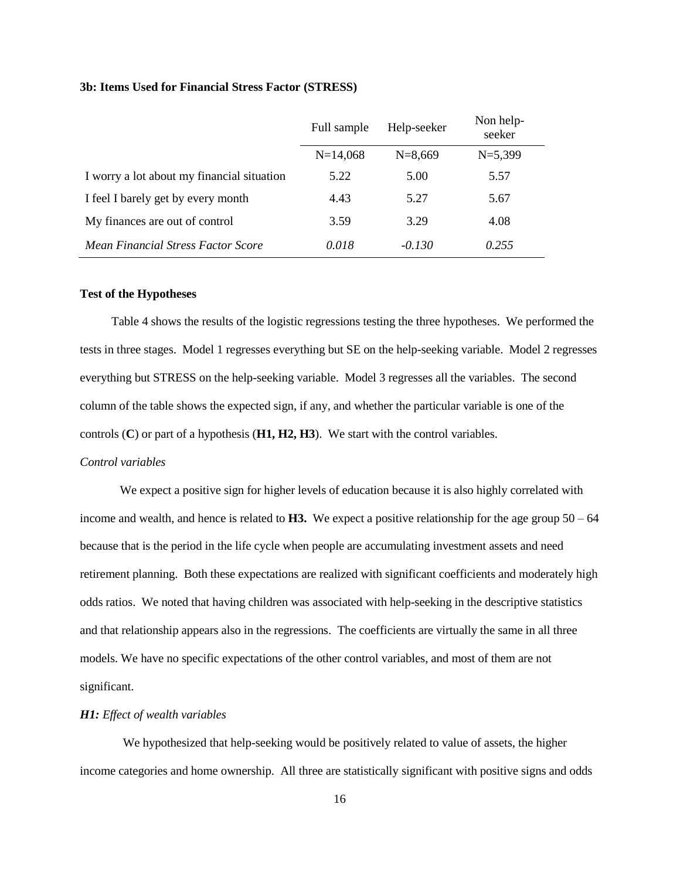**3b: Items Used for Financial Stress Factor (STRESS)**

| | Full sample | Help-seeker | Non help-seeker |
|---|---|---|---|
| | N=14,068 | N=8,669 | N=5,399 |
| I worry a lot about my financial situation | 5.22 | 5.00 | 5.57 |
| I feel I barely get by every month | 4.43 | 5.27 | 5.67 |
| My finances are out of control | 3.59 | 3.29 | 4.08 |
| *Mean Financial Stress Factor Score* | *0.018* | *-0.130* | *0.255* |

**Test of the Hypotheses**

Table 4 shows the results of the logistic regressions testing the three hypotheses. We performed the tests in three stages. Model 1 regresses everything but SE on the help-seeking variable. Model 2 regresses everything but STRESS on the help-seeking variable. Model 3 regresses all the variables. The second column of the table shows the expected sign, if any, and whether the particular variable is one of the controls (**C**) or part of a hypothesis (**H1, H2, H3**). We start with the control variables.

*Control variables*

We expect a positive sign for higher levels of education because it is also highly correlated with income and wealth, and hence is related to **H3.** We expect a positive relationship for the age group 50 – 64 because that is the period in the life cycle when people are accumulating investment assets and need retirement planning. Both these expectations are realized with significant coefficients and moderately high odds ratios. We noted that having children was associated with help-seeking in the descriptive statistics and that relationship appears also in the regressions. The coefficients are virtually the same in all three models. We have no specific expectations of the other control variables, and most of them are not significant.

***H1:*** *Effect of wealth variables*

We hypothesized that help-seeking would be positively related to value of assets, the higher income categories and home ownership. All three are statistically significant with positive signs and odds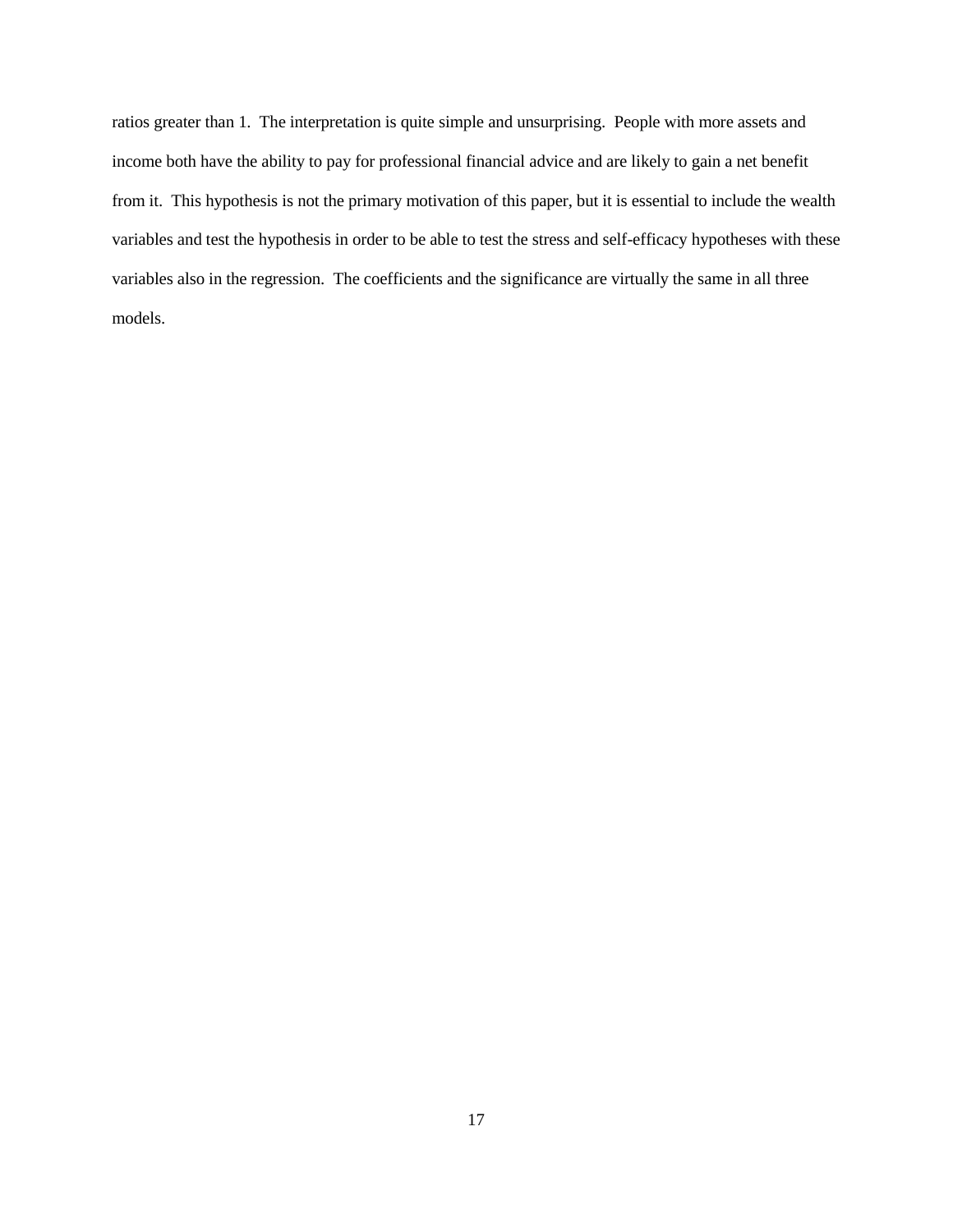ratios greater than 1. The interpretation is quite simple and unsurprising. People with more assets and income both have the ability to pay for professional financial advice and are likely to gain a net benefit from it. This hypothesis is not the primary motivation of this paper, but it is essential to include the wealth variables and test the hypothesis in order to be able to test the stress and self-efficacy hypotheses with these variables also in the regression. The coefficients and the significance are virtually the same in all three models.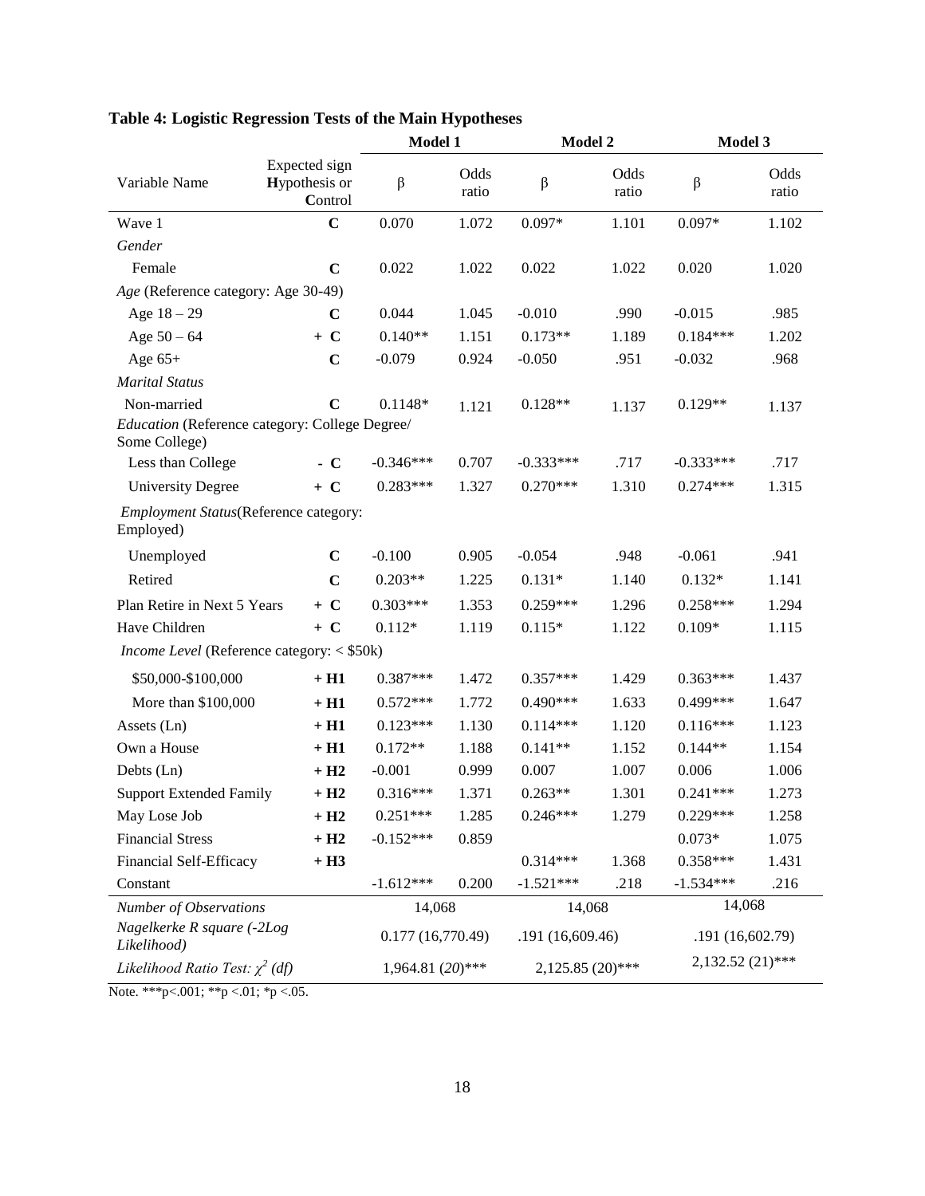**Table 4: Logistic Regression Tests of the Main Hypotheses**

| Variable Name | Expected sign **H**ypothesis or **C**ontrol | Model 1 | | Model 2 | | Model 3 | |
|---|---|---|---|---|---|---|---|
| | | β | Odds ratio | β | Odds ratio | β | Odds ratio |
| Wave 1 | **C** | 0.070 | 1.072 | 0.097* | 1.101 | 0.097* | 1.102 |
| *Gender* | | | | | | | |
| Female | **C** | 0.022 | 1.022 | 0.022 | 1.022 | 0.020 | 1.020 |
| *Age* (Reference category: Age 30-49) | | | | | | | |
| Age 18 – 29 | **C** | 0.044 | 1.045 | -0.010 | .990 | -0.015 | .985 |
| Age 50 – 64 | **+ C** | 0.140** | 1.151 | 0.173** | 1.189 | 0.184*** | 1.202 |
| Age 65+ | **C** | -0.079 | 0.924 | -0.050 | .951 | -0.032 | .968 |
| *Marital Status* | | | | | | | |
| Non-married | **C** | 0.1148* | 1.121 | 0.128** | 1.137 | 0.129** | 1.137 |
| *Education* (Reference category: College Degree/ Some College) | | | | | | | |
| Less than College | **- C** | -0.346*** | 0.707 | -0.333*** | .717 | -0.333*** | .717 |
| University Degree | **+ C** | 0.283*** | 1.327 | 0.270*** | 1.310 | 0.274*** | 1.315 |
| *Employment Status*(Reference category: Employed) | | | | | | | |
| Unemployed | **C** | -0.100 | 0.905 | -0.054 | .948 | -0.061 | .941 |
| Retired | **C** | 0.203** | 1.225 | 0.131* | 1.140 | 0.132* | 1.141 |
| Plan Retire in Next 5 Years | **+ C** | 0.303*** | 1.353 | 0.259*** | 1.296 | 0.258*** | 1.294 |
| Have Children | **+ C** | 0.112* | 1.119 | 0.115* | 1.122 | 0.109* | 1.115 |
| *Income Level* (Reference category: < \$50k) | | | | | | | |
| \$50,000-\$100,000 | **+ H1** | 0.387*** | 1.472 | 0.357*** | 1.429 | 0.363*** | 1.437 |
| More than \$100,000 | **+ H1** | 0.572*** | 1.772 | 0.490*** | 1.633 | 0.499*** | 1.647 |
| Assets (Ln) | **+ H1** | 0.123*** | 1.130 | 0.114*** | 1.120 | 0.116*** | 1.123 |
| Own a House | **+ H1** | 0.172** | 1.188 | 0.141** | 1.152 | 0.144** | 1.154 |
| Debts (Ln) | **+ H2** | -0.001 | 0.999 | 0.007 | 1.007 | 0.006 | 1.006 |
| Support Extended Family | **+ H2** | 0.316*** | 1.371 | 0.263** | 1.301 | 0.241*** | 1.273 |
| May Lose Job | **+ H2** | 0.251*** | 1.285 | 0.246*** | 1.279 | 0.229*** | 1.258 |
| Financial Stress | **+ H2** | -0.152*** | 0.859 | | | 0.073* | 1.075 |
| Financial Self-Efficacy | **+ H3** | | | 0.314*** | 1.368 | 0.358*** | 1.431 |
| Constant | | -1.612*** | 0.200 | -1.521*** | .218 | -1.534*** | .216 |
| *Number of Observations* | | 14,068 | | 14,068 | | 14,068 | |
| *Nagelkerke R square (-2Log Likelihood)* | | 0.177 (16,770.49) | | .191 (16,609.46) | | .191 (16,602.79) | |
| *Likelihood Ratio Test: $\chi^2$ (df)* | | 1,964.81 (*20*)*** | | 2,125.85 (20)*** | | 2,132.52 (21)*** | |

Note. ***p<.001; **p <.01; *p <.05.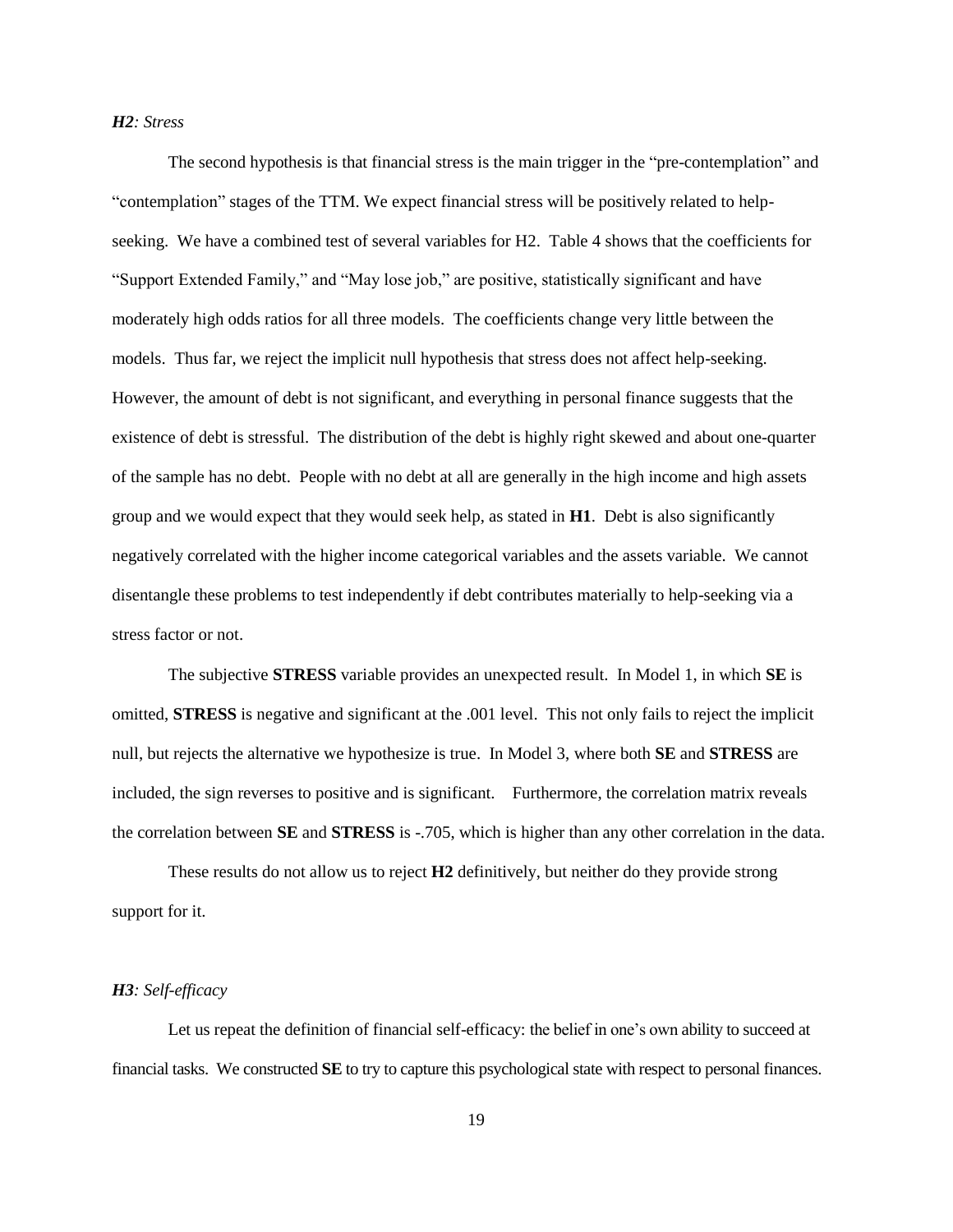***H2**: Stress*

The second hypothesis is that financial stress is the main trigger in the "pre-contemplation" and "contemplation" stages of the TTM. We expect financial stress will be positively related to help-seeking. We have a combined test of several variables for H2. Table 4 shows that the coefficients for "Support Extended Family," and "May lose job," are positive, statistically significant and have moderately high odds ratios for all three models. The coefficients change very little between the models. Thus far, we reject the implicit null hypothesis that stress does not affect help-seeking. However, the amount of debt is not significant, and everything in personal finance suggests that the existence of debt is stressful. The distribution of the debt is highly right skewed and about one-quarter of the sample has no debt. People with no debt at all are generally in the high income and high assets group and we would expect that they would seek help, as stated in **H1**. Debt is also significantly negatively correlated with the higher income categorical variables and the assets variable. We cannot disentangle these problems to test independently if debt contributes materially to help-seeking via a stress factor or not.

The subjective **STRESS** variable provides an unexpected result. In Model 1, in which **SE** is omitted, **STRESS** is negative and significant at the .001 level. This not only fails to reject the implicit null, but rejects the alternative we hypothesize is true. In Model 3, where both **SE** and **STRESS** are included, the sign reverses to positive and is significant. Furthermore, the correlation matrix reveals the correlation between **SE** and **STRESS** is -.705, which is higher than any other correlation in the data.

These results do not allow us to reject **H2** definitively, but neither do they provide strong support for it.

***H3**: Self-efficacy*

Let us repeat the definition of financial self-efficacy: the belief in one's own ability to succeed at financial tasks. We constructed **SE** to try to capture this psychological state with respect to personal finances.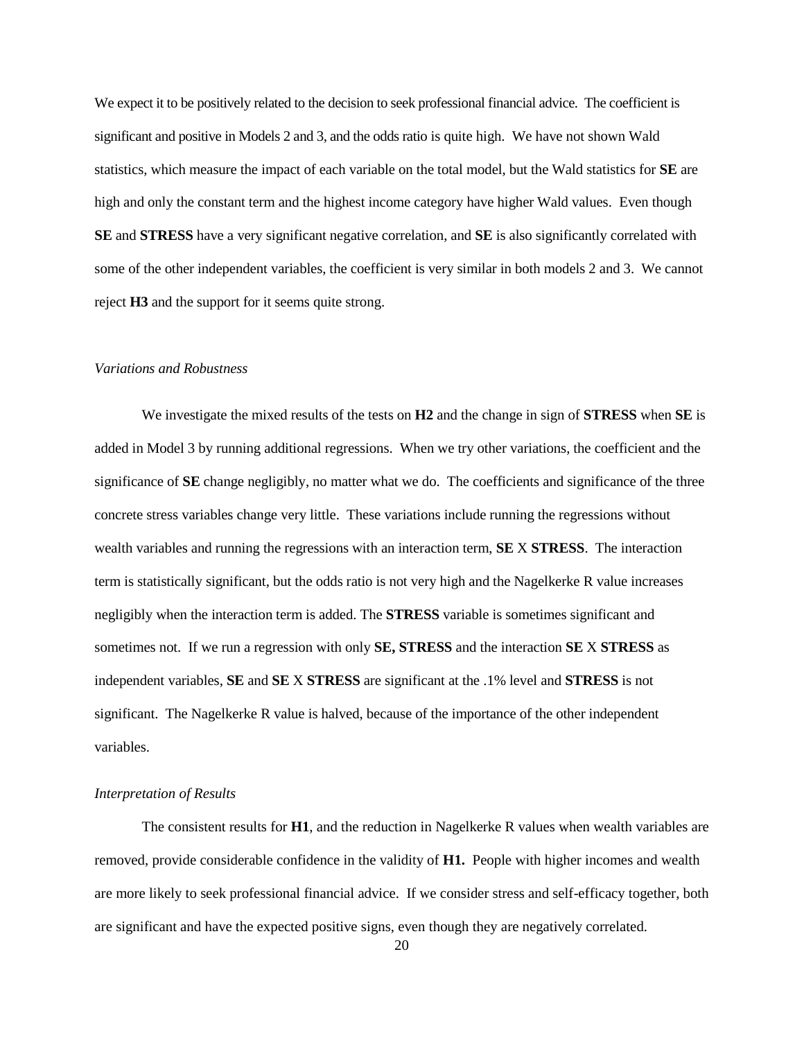We expect it to be positively related to the decision to seek professional financial advice. The coefficient is significant and positive in Models 2 and 3, and the odds ratio is quite high. We have not shown Wald statistics, which measure the impact of each variable on the total model, but the Wald statistics for **SE** are high and only the constant term and the highest income category have higher Wald values. Even though **SE** and **STRESS** have a very significant negative correlation, and **SE** is also significantly correlated with some of the other independent variables, the coefficient is very similar in both models 2 and 3. We cannot reject **H3** and the support for it seems quite strong.

*Variations and Robustness*

We investigate the mixed results of the tests on **H2** and the change in sign of **STRESS** when **SE** is added in Model 3 by running additional regressions. When we try other variations, the coefficient and the significance of **SE** change negligibly, no matter what we do. The coefficients and significance of the three concrete stress variables change very little. These variations include running the regressions without wealth variables and running the regressions with an interaction term, **SE** X **STRESS**. The interaction term is statistically significant, but the odds ratio is not very high and the Nagelkerke R value increases negligibly when the interaction term is added. The **STRESS** variable is sometimes significant and sometimes not. If we run a regression with only **SE, STRESS** and the interaction **SE** X **STRESS** as independent variables, **SE** and **SE** X **STRESS** are significant at the .1% level and **STRESS** is not significant. The Nagelkerke R value is halved, because of the importance of the other independent variables.

*Interpretation of Results*

The consistent results for **H1**, and the reduction in Nagelkerke R values when wealth variables are removed, provide considerable confidence in the validity of **H1.** People with higher incomes and wealth are more likely to seek professional financial advice. If we consider stress and self-efficacy together, both are significant and have the expected positive signs, even though they are negatively correlated.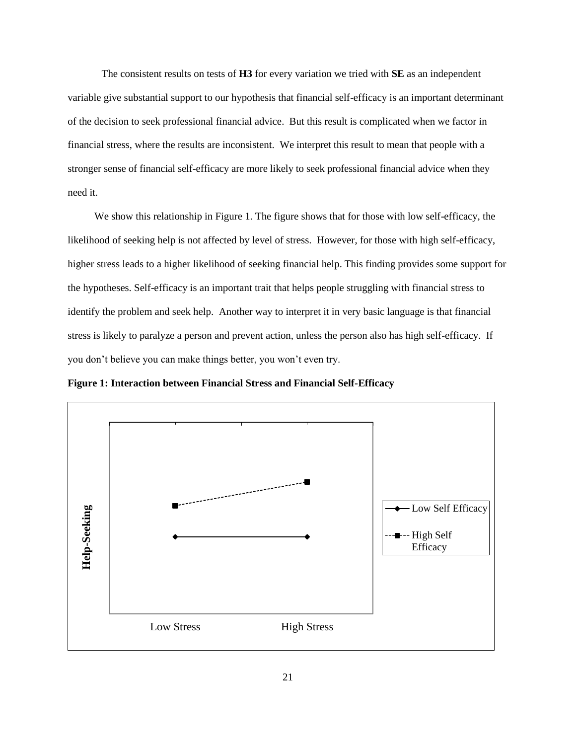The consistent results on tests of **H3** for every variation we tried with **SE** as an independent variable give substantial support to our hypothesis that financial self-efficacy is an important determinant of the decision to seek professional financial advice. But this result is complicated when we factor in financial stress, where the results are inconsistent. We interpret this result to mean that people with a stronger sense of financial self-efficacy are more likely to seek professional financial advice when they need it.

We show this relationship in Figure 1. The figure shows that for those with low self-efficacy, the likelihood of seeking help is not affected by level of stress. However, for those with high self-efficacy, higher stress leads to a higher likelihood of seeking financial help. This finding provides some support for the hypotheses. Self-efficacy is an important trait that helps people struggling with financial stress to identify the problem and seek help. Another way to interpret it in very basic language is that financial stress is likely to paralyze a person and prevent action, unless the person also has high self-efficacy. If you don't believe you can make things better, you won't even try.

**Figure 1: Interaction between Financial Stress and Financial Self-Efficacy**

Help-Seeking

Low Self Efficacy

High Self Efficacy

Low Stress | High Stress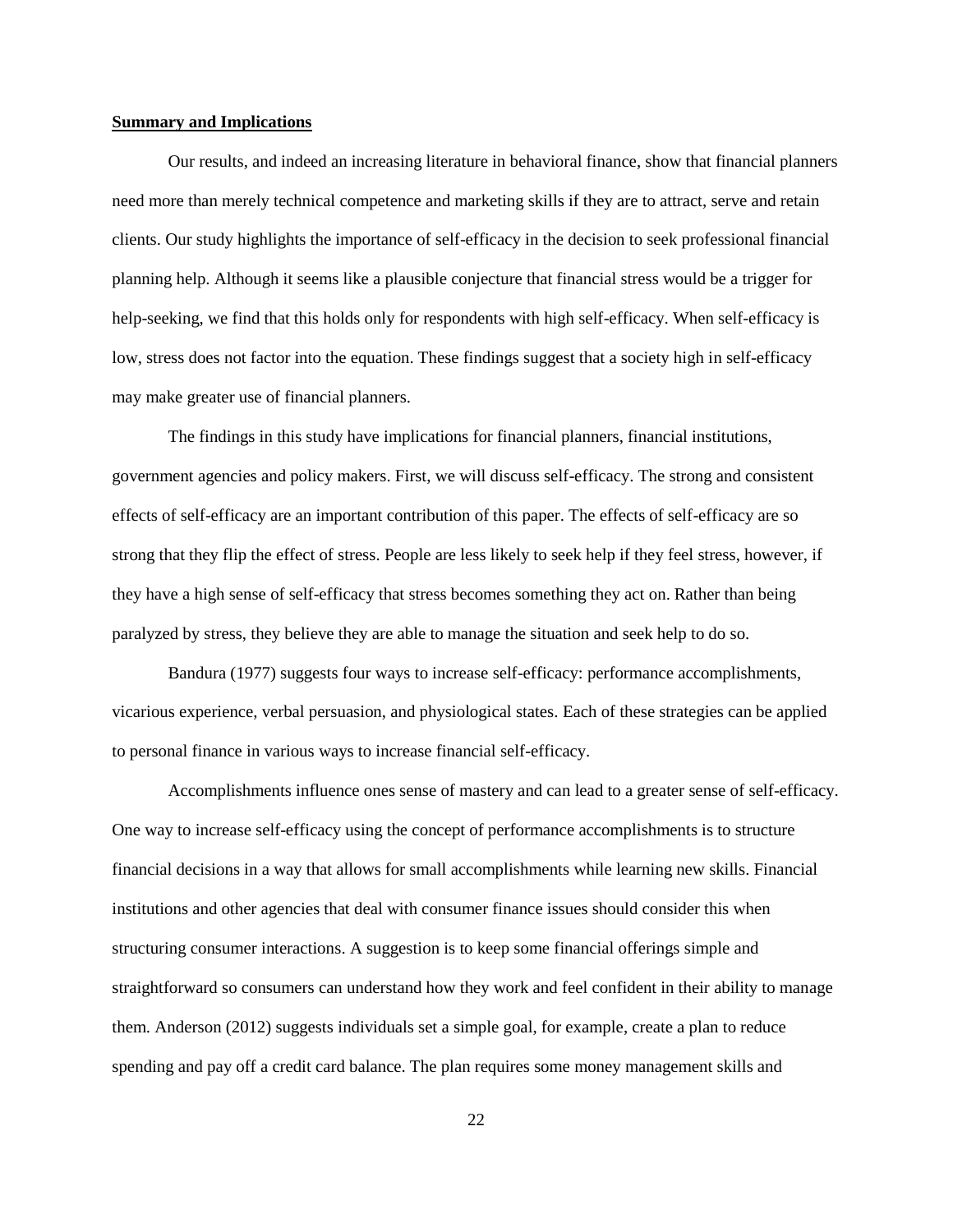## Summary and Implications

Our results, and indeed an increasing literature in behavioral finance, show that financial planners need more than merely technical competence and marketing skills if they are to attract, serve and retain clients. Our study highlights the importance of self-efficacy in the decision to seek professional financial planning help. Although it seems like a plausible conjecture that financial stress would be a trigger for help-seeking, we find that this holds only for respondents with high self-efficacy. When self-efficacy is low, stress does not factor into the equation. These findings suggest that a society high in self-efficacy may make greater use of financial planners.

The findings in this study have implications for financial planners, financial institutions, government agencies and policy makers. First, we will discuss self-efficacy. The strong and consistent effects of self-efficacy are an important contribution of this paper. The effects of self-efficacy are so strong that they flip the effect of stress. People are less likely to seek help if they feel stress, however, if they have a high sense of self-efficacy that stress becomes something they act on. Rather than being paralyzed by stress, they believe they are able to manage the situation and seek help to do so.

Bandura (1977) suggests four ways to increase self-efficacy: performance accomplishments, vicarious experience, verbal persuasion, and physiological states. Each of these strategies can be applied to personal finance in various ways to increase financial self-efficacy.

Accomplishments influence ones sense of mastery and can lead to a greater sense of self-efficacy. One way to increase self-efficacy using the concept of performance accomplishments is to structure financial decisions in a way that allows for small accomplishments while learning new skills. Financial institutions and other agencies that deal with consumer finance issues should consider this when structuring consumer interactions. A suggestion is to keep some financial offerings simple and straightforward so consumers can understand how they work and feel confident in their ability to manage them. Anderson (2012) suggests individuals set a simple goal, for example, create a plan to reduce spending and pay off a credit card balance. The plan requires some money management skills and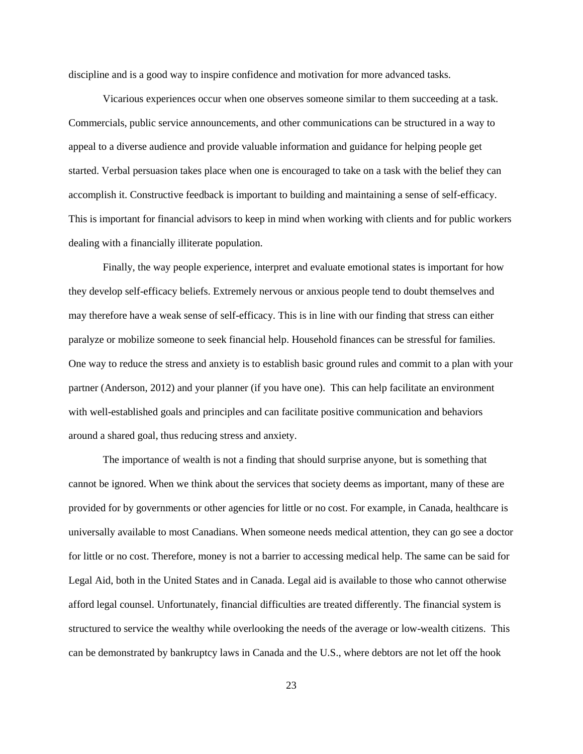discipline and is a good way to inspire confidence and motivation for more advanced tasks.

Vicarious experiences occur when one observes someone similar to them succeeding at a task. Commercials, public service announcements, and other communications can be structured in a way to appeal to a diverse audience and provide valuable information and guidance for helping people get started. Verbal persuasion takes place when one is encouraged to take on a task with the belief they can accomplish it. Constructive feedback is important to building and maintaining a sense of self-efficacy. This is important for financial advisors to keep in mind when working with clients and for public workers dealing with a financially illiterate population.

Finally, the way people experience, interpret and evaluate emotional states is important for how they develop self-efficacy beliefs. Extremely nervous or anxious people tend to doubt themselves and may therefore have a weak sense of self-efficacy. This is in line with our finding that stress can either paralyze or mobilize someone to seek financial help. Household finances can be stressful for families. One way to reduce the stress and anxiety is to establish basic ground rules and commit to a plan with your partner (Anderson, 2012) and your planner (if you have one). This can help facilitate an environment with well-established goals and principles and can facilitate positive communication and behaviors around a shared goal, thus reducing stress and anxiety.

The importance of wealth is not a finding that should surprise anyone, but is something that cannot be ignored. When we think about the services that society deems as important, many of these are provided for by governments or other agencies for little or no cost. For example, in Canada, healthcare is universally available to most Canadians. When someone needs medical attention, they can go see a doctor for little or no cost. Therefore, money is not a barrier to accessing medical help. The same can be said for Legal Aid, both in the United States and in Canada. Legal aid is available to those who cannot otherwise afford legal counsel. Unfortunately, financial difficulties are treated differently. The financial system is structured to service the wealthy while overlooking the needs of the average or low-wealth citizens. This can be demonstrated by bankruptcy laws in Canada and the U.S., where debtors are not let off the hook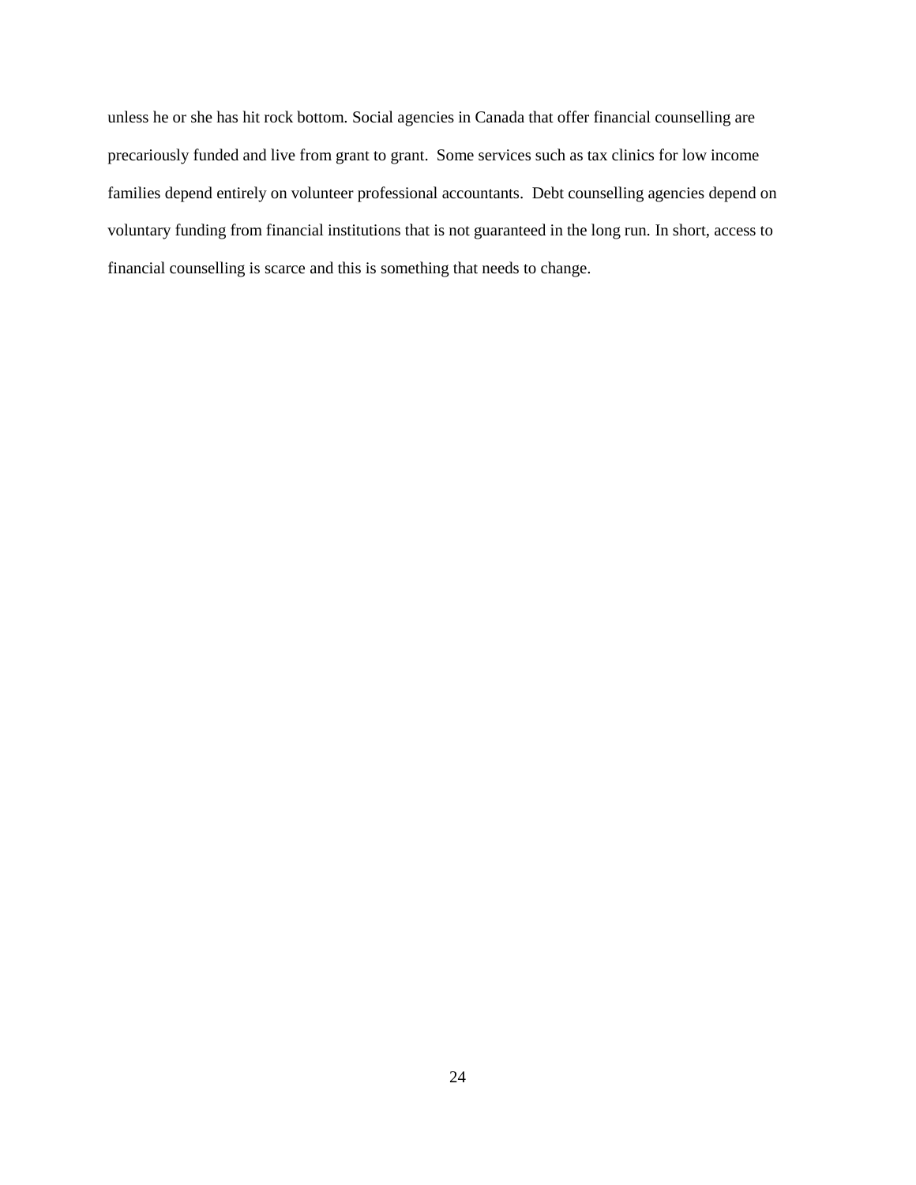unless he or she has hit rock bottom. Social agencies in Canada that offer financial counselling are precariously funded and live from grant to grant. Some services such as tax clinics for low income families depend entirely on volunteer professional accountants. Debt counselling agencies depend on voluntary funding from financial institutions that is not guaranteed in the long run. In short, access to financial counselling is scarce and this is something that needs to change.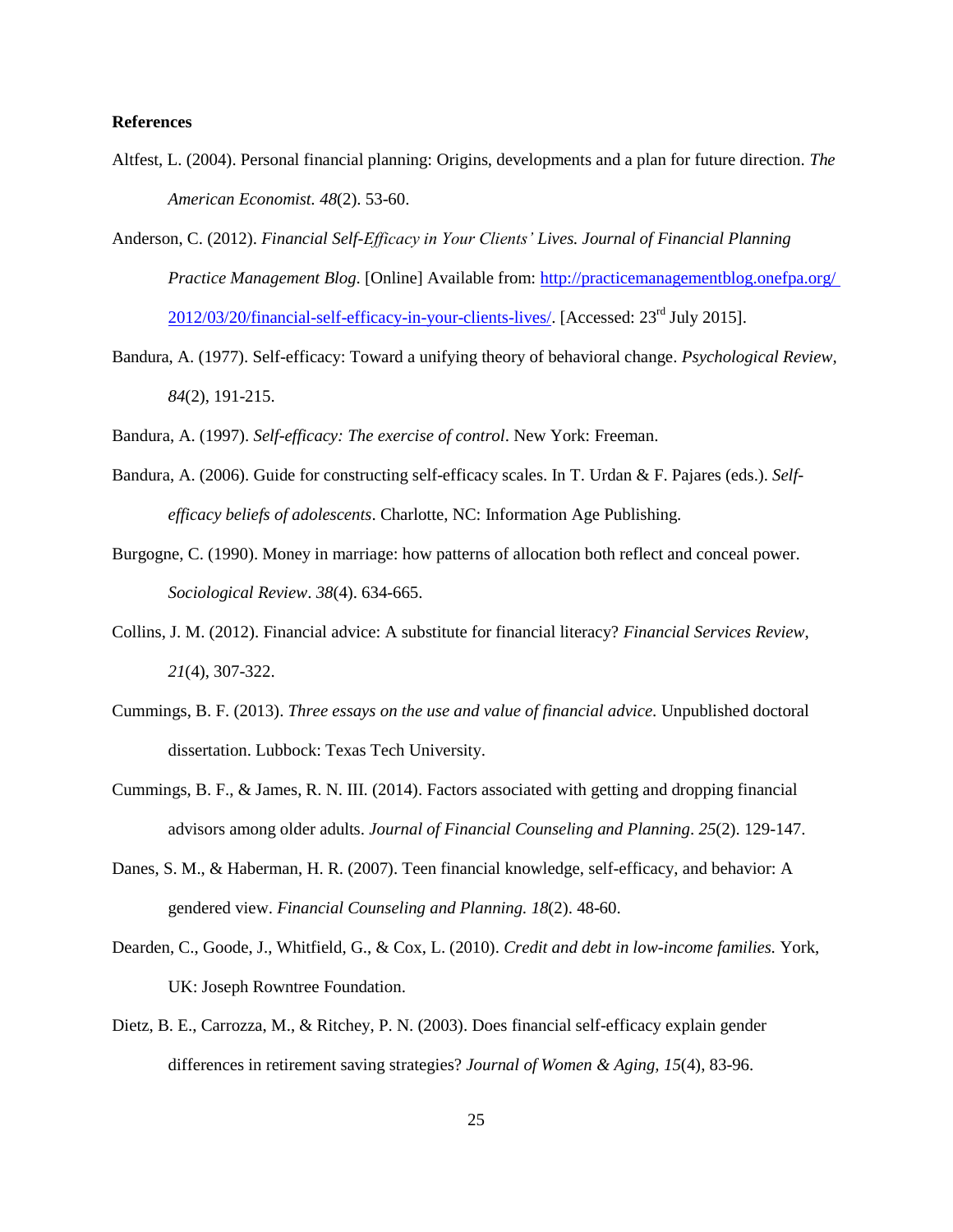**References**

Altfest, L. (2004). Personal financial planning: Origins, developments and a plan for future direction. *The American Economist. 48*(2). 53-60.

Anderson, C. (2012). *Financial Self-Efficacy in Your Clients' Lives. Journal of Financial Planning Practice Management Blog*. [Online] Available from: http://practicemanagementblog.onefpa.org/2012/03/20/financial-self-efficacy-in-your-clients-lives/. [Accessed: 23rd July 2015].

Bandura, A. (1977). Self-efficacy: Toward a unifying theory of behavioral change. *Psychological Review, 84*(2), 191-215.

Bandura, A. (1997). *Self-efficacy: The exercise of control*. New York: Freeman.

Bandura, A. (2006). Guide for constructing self-efficacy scales. In T. Urdan & F. Pajares (eds.). *Self-efficacy beliefs of adolescents*. Charlotte, NC: Information Age Publishing.

Burgogne, C. (1990). Money in marriage: how patterns of allocation both reflect and conceal power. *Sociological Review*. *38*(4). 634-665.

Collins, J. M. (2012). Financial advice: A substitute for financial literacy? *Financial Services Review*, *21*(4), 307-322.

Cummings, B. F. (2013). *Three essays on the use and value of financial advice.* Unpublished doctoral dissertation. Lubbock: Texas Tech University.

Cummings, B. F., & James, R. N. III. (2014). Factors associated with getting and dropping financial advisors among older adults. *Journal of Financial Counseling and Planning*. *25*(2). 129-147.

Danes, S. M., & Haberman, H. R. (2007). Teen financial knowledge, self-efficacy, and behavior: A gendered view. *Financial Counseling and Planning. 18*(2). 48-60.

Dearden, C., Goode, J., Whitfield, G., & Cox, L. (2010). *Credit and debt in low-income families.* York, UK: Joseph Rowntree Foundation.

Dietz, B. E., Carrozza, M., & Ritchey, P. N. (2003). Does financial self-efficacy explain gender differences in retirement saving strategies? *Journal of Women & Aging, 15*(4), 83-96.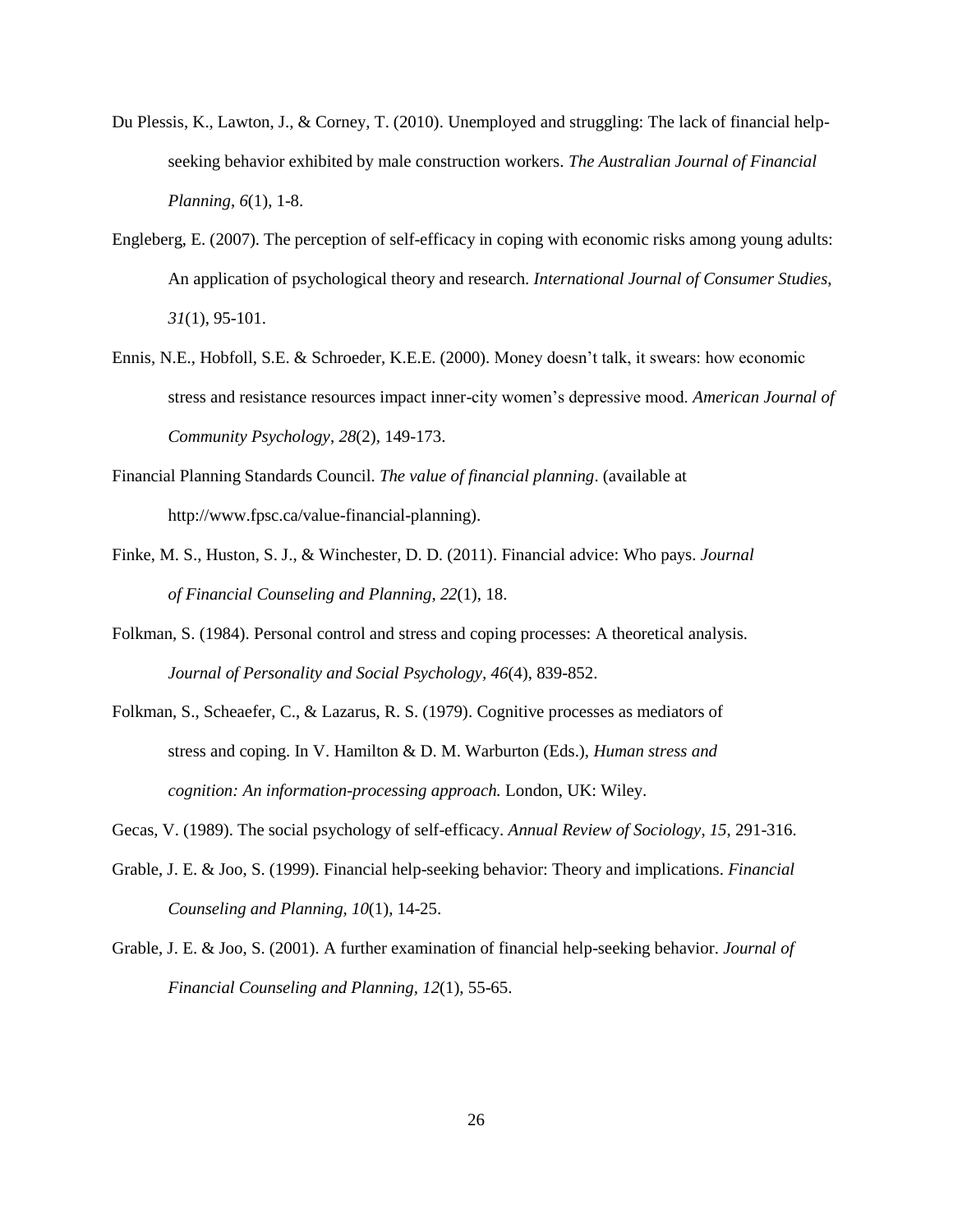Du Plessis, K., Lawton, J., & Corney, T. (2010). Unemployed and struggling: The lack of financial help-seeking behavior exhibited by male construction workers. *The Australian Journal of Financial Planning*, *6*(1), 1-8.

Engleberg, E. (2007). The perception of self-efficacy in coping with economic risks among young adults: An application of psychological theory and research. *International Journal of Consumer Studies*, *31*(1), 95-101.

Ennis, N.E., Hobfoll, S.E. & Schroeder, K.E.E. (2000). Money doesn't talk, it swears: how economic stress and resistance resources impact inner-city women's depressive mood. *American Journal of Community Psychology*, *28*(2), 149-173.

Financial Planning Standards Council. *The value of financial planning*. (available at http://www.fpsc.ca/value-financial-planning).

Finke, M. S., Huston, S. J., & Winchester, D. D. (2011). Financial advice: Who pays. *Journal of Financial Counseling and Planning*, *22*(1), 18.

Folkman, S. (1984). Personal control and stress and coping processes: A theoretical analysis. *Journal of Personality and Social Psychology*, *46*(4), 839-852.

Folkman, S., Scheaefer, C., & Lazarus, R. S. (1979). Cognitive processes as mediators of stress and coping. In V. Hamilton & D. M. Warburton (Eds.), *Human stress and cognition: An information-processing approach.* London, UK: Wiley.

Gecas, V. (1989). The social psychology of self-efficacy. *Annual Review of Sociology*, *15*, 291-316.

Grable, J. E. & Joo, S. (1999). Financial help-seeking behavior: Theory and implications. *Financial Counseling and Planning*, *10*(1), 14-25.

Grable, J. E. & Joo, S. (2001). A further examination of financial help-seeking behavior. *Journal of Financial Counseling and Planning*, *12*(1), 55-65.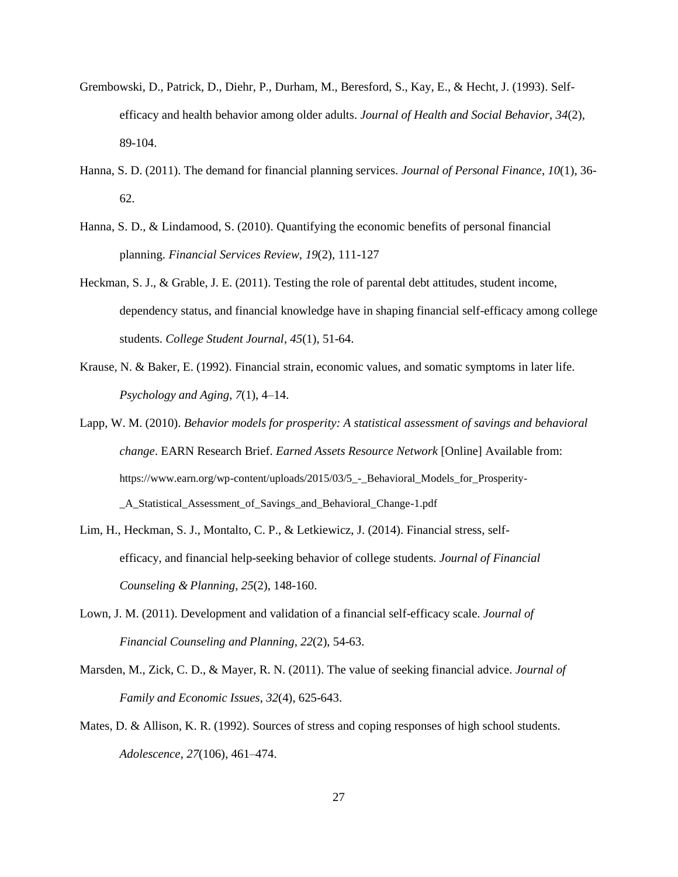Grembowski, D., Patrick, D., Diehr, P., Durham, M., Beresford, S., Kay, E., & Hecht, J. (1993). Self-efficacy and health behavior among older adults. *Journal of Health and Social Behavior*, *34*(2), 89-104.

Hanna, S. D. (2011). The demand for financial planning services. *Journal of Personal Finance*, *10*(1), 36-62.

Hanna, S. D., & Lindamood, S. (2010). Quantifying the economic benefits of personal financial planning. *Financial Services Review, 19*(2), 111-127

Heckman, S. J., & Grable, J. E. (2011). Testing the role of parental debt attitudes, student income, dependency status, and financial knowledge have in shaping financial self-efficacy among college students. *College Student Journal*, *45*(1), 51-64.

Krause, N. & Baker, E. (1992). Financial strain, economic values, and somatic symptoms in later life. *Psychology and Aging*, *7*(1), 4–14.

Lapp, W. M. (2010). *Behavior models for prosperity: A statistical assessment of savings and behavioral change*. EARN Research Brief. *Earned Assets Resource Network* [Online] Available from: https://www.earn.org/wp-content/uploads/2015/03/5_-_Behavioral_Models_for_Prosperity-_A_Statistical_Assessment_of_Savings_and_Behavioral_Change-1.pdf

Lim, H., Heckman, S. J., Montalto, C. P., & Letkiewicz, J. (2014). Financial stress, self-efficacy, and financial help-seeking behavior of college students. *Journal of Financial Counseling & Planning*, *25*(2), 148-160.

Lown, J. M. (2011). Development and validation of a financial self-efficacy scale. *Journal of Financial Counseling and Planning*, *22*(2), 54-63.

Marsden, M., Zick, C. D., & Mayer, R. N. (2011). The value of seeking financial advice. *Journal of Family and Economic Issues*, *32*(4), 625-643.

Mates, D. & Allison, K. R. (1992). Sources of stress and coping responses of high school students. *Adolescence*, *27*(106), 461–474.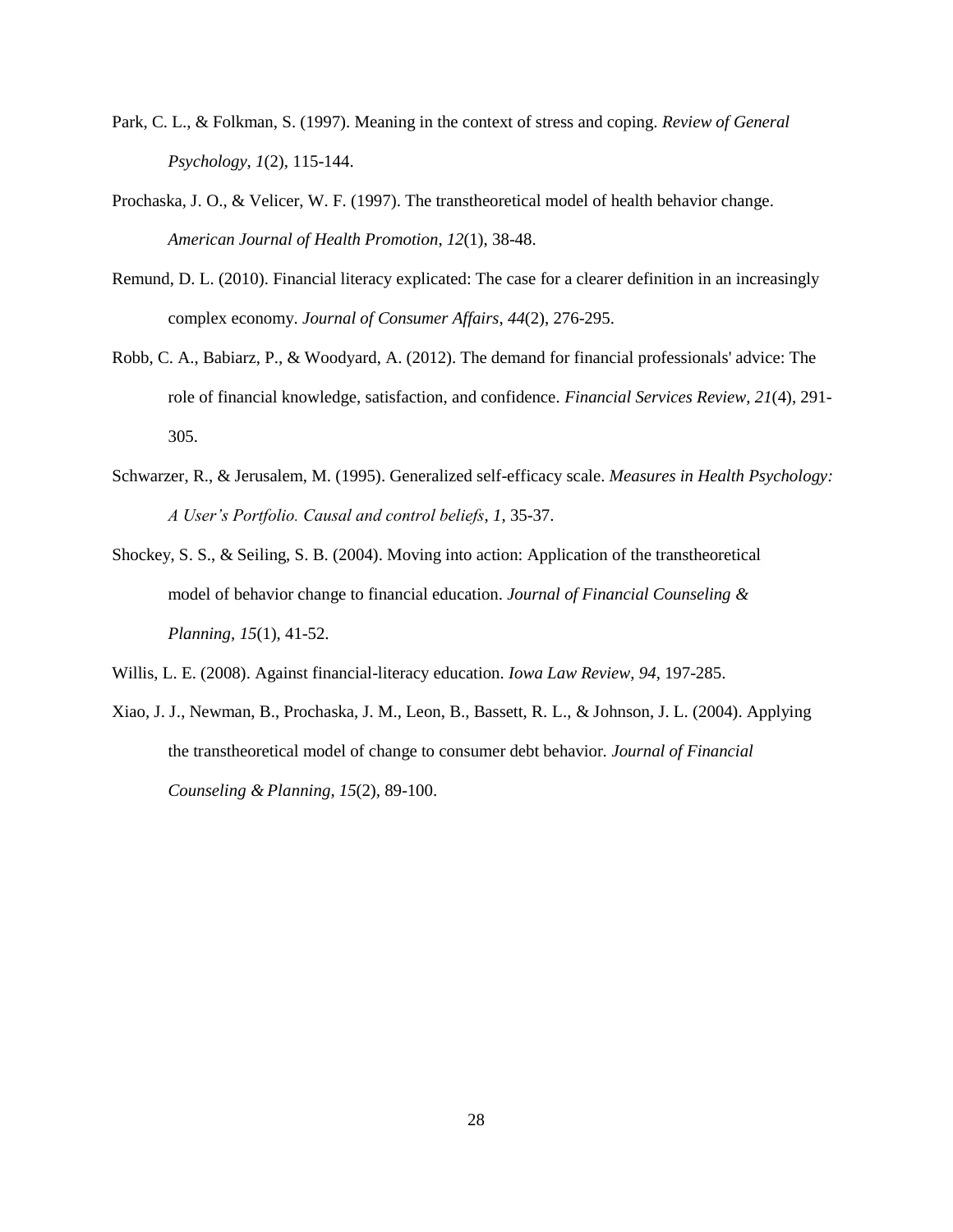Park, C. L., & Folkman, S. (1997). Meaning in the context of stress and coping. *Review of General Psychology*, *1*(2), 115-144.

Prochaska, J. O., & Velicer, W. F. (1997). The transtheoretical model of health behavior change. *American Journal of Health Promotion*, *12*(1), 38-48.

Remund, D. L. (2010). Financial literacy explicated: The case for a clearer definition in an increasingly complex economy. *Journal of Consumer Affairs*, *44*(2), 276-295.

Robb, C. A., Babiarz, P., & Woodyard, A. (2012). The demand for financial professionals' advice: The role of financial knowledge, satisfaction, and confidence. *Financial Services Review*, *21*(4), 291-305.

Schwarzer, R., & Jerusalem, M. (1995). Generalized self-efficacy scale. *Measures in Health Psychology: A User's Portfolio. Causal and control beliefs*, *1*, 35-37.

Shockey, S. S., & Seiling, S. B. (2004). Moving into action: Application of the transtheoretical model of behavior change to financial education. *Journal of Financial Counseling & Planning*, *15*(1), 41-52.

Willis, L. E. (2008). Against financial-literacy education. *Iowa Law Review*, *94*, 197-285.

Xiao, J. J., Newman, B., Prochaska, J. M., Leon, B., Bassett, R. L., & Johnson, J. L. (2004). Applying the transtheoretical model of change to consumer debt behavior. *Journal of Financial Counseling & Planning*, *15*(2), 89-100.